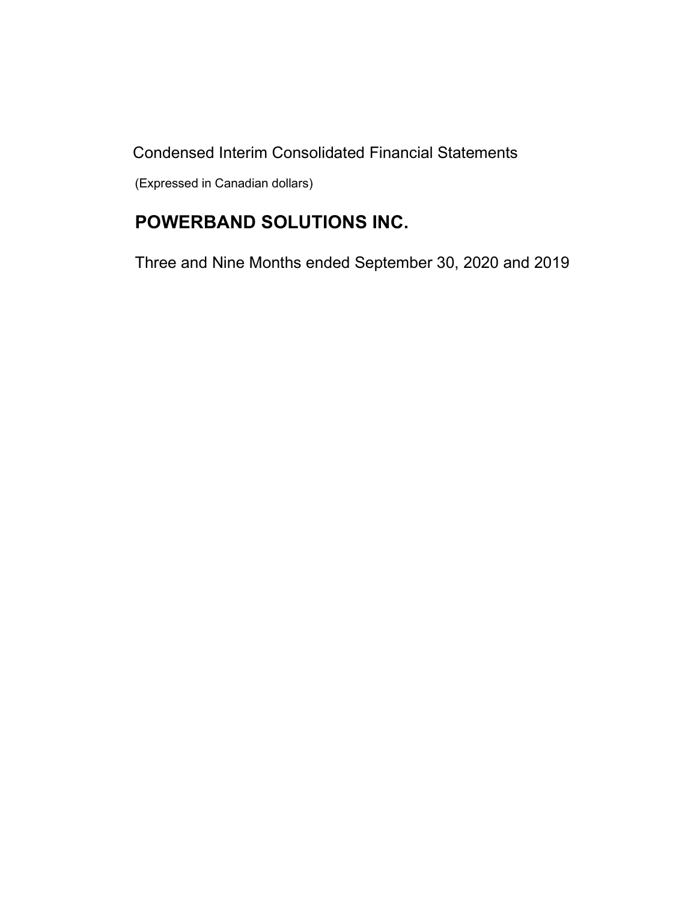Condensed Interim Consolidated Financial Statements

(Expressed in Canadian dollars)

# POWERBAND SOLUTIONS INC.

Three and Nine Months ended September 30, 2020 and 2019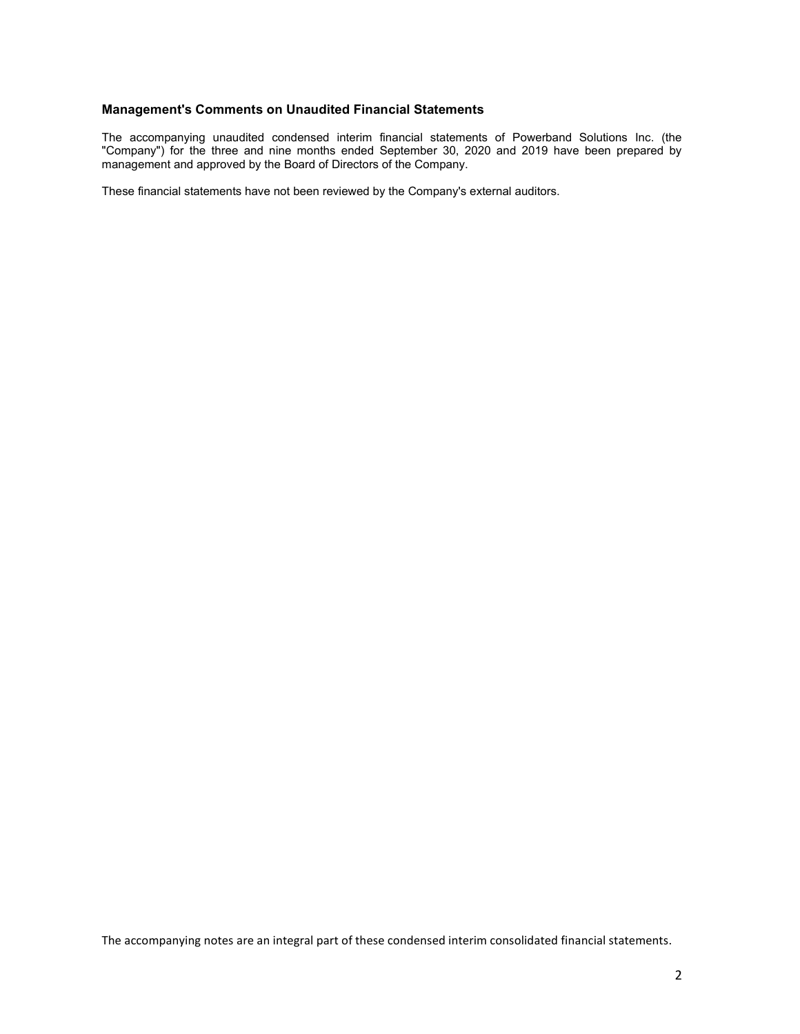### Management's Comments on Unaudited Financial Statements

The accompanying unaudited condensed interim financial statements of Powerband Solutions Inc. (the "Company") for the three and nine months ended September 30, 2020 and 2019 have been prepared by management and approved by the Board of Directors of the Company.

These financial statements have not been reviewed by the Company's external auditors.

The accompanying notes are an integral part of these condensed interim consolidated financial statements.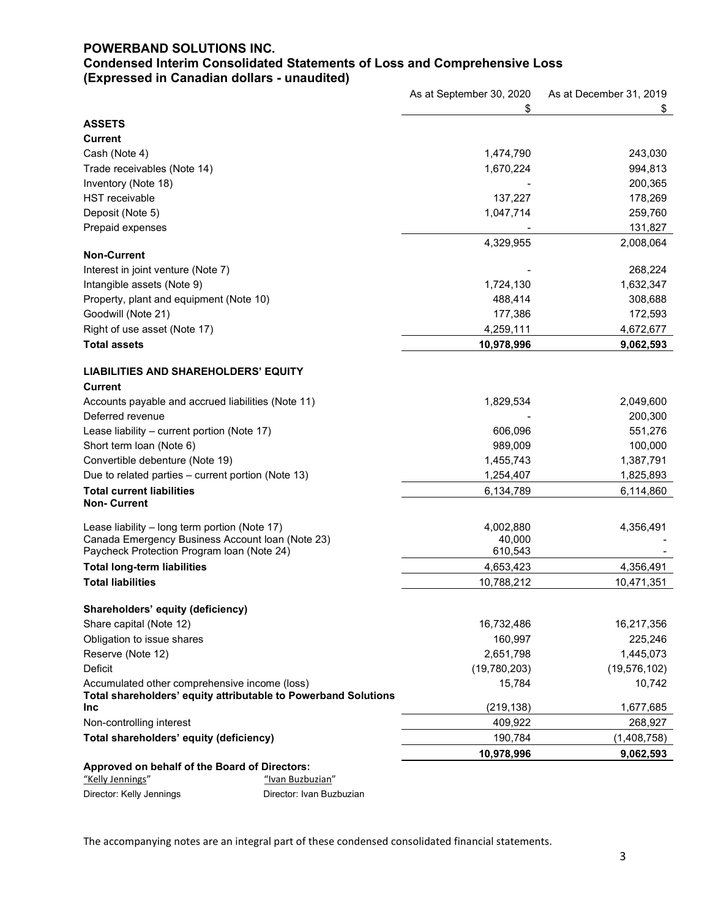# POWERBAND SOLUTIONS INC.
## Condensed Interim Consolidated Statements of Loss and Comprehensive Loss
### (Expressed in Canadian dollars - unaudited)

| | As at September 30, 2020 | As at December 31, 2019 |
|---|---|---|
| | $ | $ |
| **ASSETS** | | |
| **Current** | | |
| Cash (Note 4) | 1,474,790 | 243,030 |
| Trade receivables (Note 14) | 1,670,224 | 994,813 |
| Inventory (Note 18) | - | 200,365 |
| HST receivable | 137,227 | 178,269 |
| Deposit (Note 5) | 1,047,714 | 259,760 |
| Prepaid expenses | - | 131,827 |
| | 4,329,955 | 2,008,064 |
| **Non-Current** | | |
| Interest in joint venture (Note 7) | - | 268,224 |
| Intangible assets (Note 9) | 1,724,130 | 1,632,347 |
| Property, plant and equipment (Note 10) | 488,414 | 308,688 |
| Goodwill (Note 21) | 177,386 | 172,593 |
| Right of use asset (Note 17) | 4,259,111 | 4,672,677 |
| **Total assets** | **10,978,996** | **9,062,593** |
| | | |
| **LIABILITIES AND SHAREHOLDERS' EQUITY** | | |
| **Current** | | |
| Accounts payable and accrued liabilities (Note 11) | 1,829,534 | 2,049,600 |
| Deferred revenue | - | 200,300 |
| Lease liability – current portion (Note 17) | 606,096 | 551,276 |
| Short term loan (Note 6) | 989,009 | 100,000 |
| Convertible debenture (Note 19) | 1,455,743 | 1,387,791 |
| Due to related parties – current portion (Note 13) | 1,254,407 | 1,825,893 |
| **Total current liabilities** | 6,134,789 | 6,114,860 |
| **Non- Current** | | |
| Lease liability – long term portion (Note 17) | 4,002,880 | 4,356,491 |
| Canada Emergency Business Account loan (Note 23) | 40,000 | - |
| Paycheck Protection Program loan (Note 24) | 610,543 | - |
| **Total long-term liabilities** | 4,653,423 | 4,356,491 |
| **Total liabilities** | 10,788,212 | 10,471,351 |
| | | |
| **Shareholders' equity (deficiency)** | | |
| Share capital (Note 12) | 16,732,486 | 16,217,356 |
| Obligation to issue shares | 160,997 | 225,246 |
| Reserve (Note 12) | 2,651,798 | 1,445,073 |
| Deficit | (19,780,203) | (19,576,102) |
| Accumulated other comprehensive income (loss) | 15,784 | 10,742 |
| **Total shareholders' equity attributable to Powerband Solutions Inc** | (219,138) | 1,677,685 |
| Non-controlling interest | 409,922 | 268,927 |
| **Total shareholders' equity (deficiency)** | 190,784 | (1,408,758) |
| | **10,978,996** | **9,062,593** |

**Approved on behalf of the Board of Directors:**

"Kelly Jennings" — Director: Kelly Jennings

"Ivan Buzbuzian" — Director: Ivan Buzbuzian

The accompanying notes are an integral part of these condensed consolidated financial statements.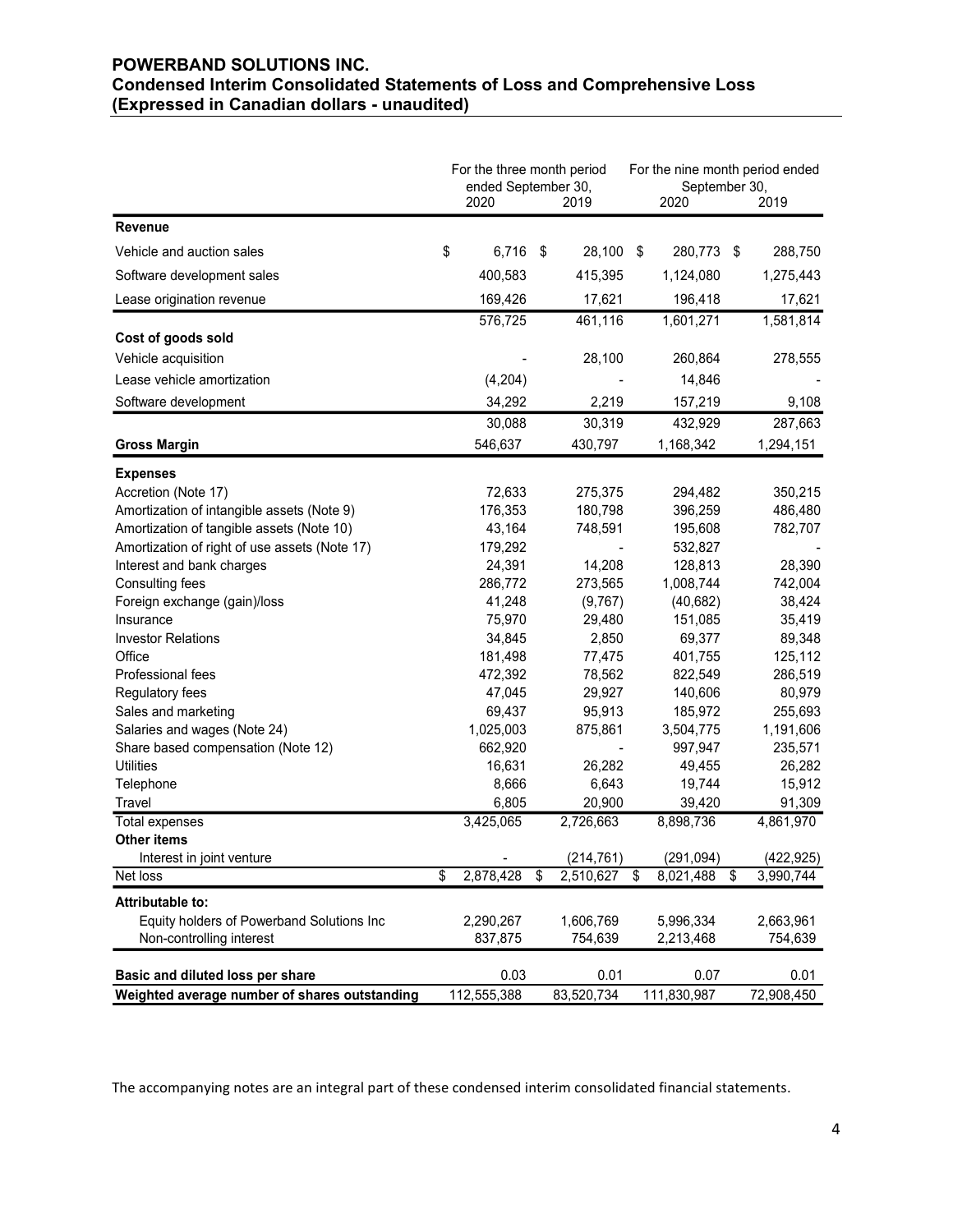# POWERBAND SOLUTIONS INC.
## Condensed Interim Consolidated Statements of Loss and Comprehensive Loss
### (Expressed in Canadian dollars - unaudited)

| | For the three month period ended September 30, 2020 | 2019 | For the nine month period ended September 30, 2020 | 2019 |
|---|---|---|---|---|
| **Revenue** | | | | |
| Vehicle and auction sales | $ 6,716 | $ 28,100 | $ 280,773 | $ 288,750 |
| Software development sales | 400,583 | 415,395 | 1,124,080 | 1,275,443 |
| Lease origination revenue | 169,426 | 17,621 | 196,418 | 17,621 |
| | 576,725 | 461,116 | 1,601,271 | 1,581,814 |
| **Cost of goods sold** | | | | |
| Vehicle acquisition | - | 28,100 | 260,864 | 278,555 |
| Lease vehicle amortization | (4,204) | - | 14,846 | - |
| Software development | 34,292 | 2,219 | 157,219 | 9,108 |
| | 30,088 | 30,319 | 432,929 | 287,663 |
| **Gross Margin** | 546,637 | 430,797 | 1,168,342 | 1,294,151 |
| **Expenses** | | | | |
| Accretion (Note 17) | 72,633 | 275,375 | 294,482 | 350,215 |
| Amortization of intangible assets (Note 9) | 176,353 | 180,798 | 396,259 | 486,480 |
| Amortization of tangible assets (Note 10) | 43,164 | 748,591 | 195,608 | 782,707 |
| Amortization of right of use assets (Note 17) | 179,292 | - | 532,827 | - |
| Interest and bank charges | 24,391 | 14,208 | 128,813 | 28,390 |
| Consulting fees | 286,772 | 273,565 | 1,008,744 | 742,004 |
| Foreign exchange (gain)/loss | 41,248 | (9,767) | (40,682) | 38,424 |
| Insurance | 75,970 | 29,480 | 151,085 | 35,419 |
| Investor Relations | 34,845 | 2,850 | 69,377 | 89,348 |
| Office | 181,498 | 77,475 | 401,755 | 125,112 |
| Professional fees | 472,392 | 78,562 | 822,549 | 286,519 |
| Regulatory fees | 47,045 | 29,927 | 140,606 | 80,979 |
| Sales and marketing | 69,437 | 95,913 | 185,972 | 255,693 |
| Salaries and wages (Note 24) | 1,025,003 | 875,861 | 3,504,775 | 1,191,606 |
| Share based compensation (Note 12) | 662,920 | - | 997,947 | 235,571 |
| Utilities | 16,631 | 26,282 | 49,455 | 26,282 |
| Telephone | 8,666 | 6,643 | 19,744 | 15,912 |
| Travel | 6,805 | 20,900 | 39,420 | 91,309 |
| Total expenses | 3,425,065 | 2,726,663 | 8,898,736 | 4,861,970 |
| **Other items** | | | | |
| Interest in joint venture | - | (214,761) | (291,094) | (422,925) |
| Net loss | $ 2,878,428 | $ 2,510,627 | $ 8,021,488 | $ 3,990,744 |
| **Attributable to:** | | | | |
| Equity holders of Powerband Solutions Inc | 2,290,267 | 1,606,769 | 5,996,334 | 2,663,961 |
| Non-controlling interest | 837,875 | 754,639 | 2,213,468 | 754,639 |
| **Basic and diluted loss per share** | 0.03 | 0.01 | 0.07 | 0.01 |
| **Weighted average number of shares outstanding** | 112,555,388 | 83,520,734 | 111,830,987 | 72,908,450 |

The accompanying notes are an integral part of these condensed interim consolidated financial statements.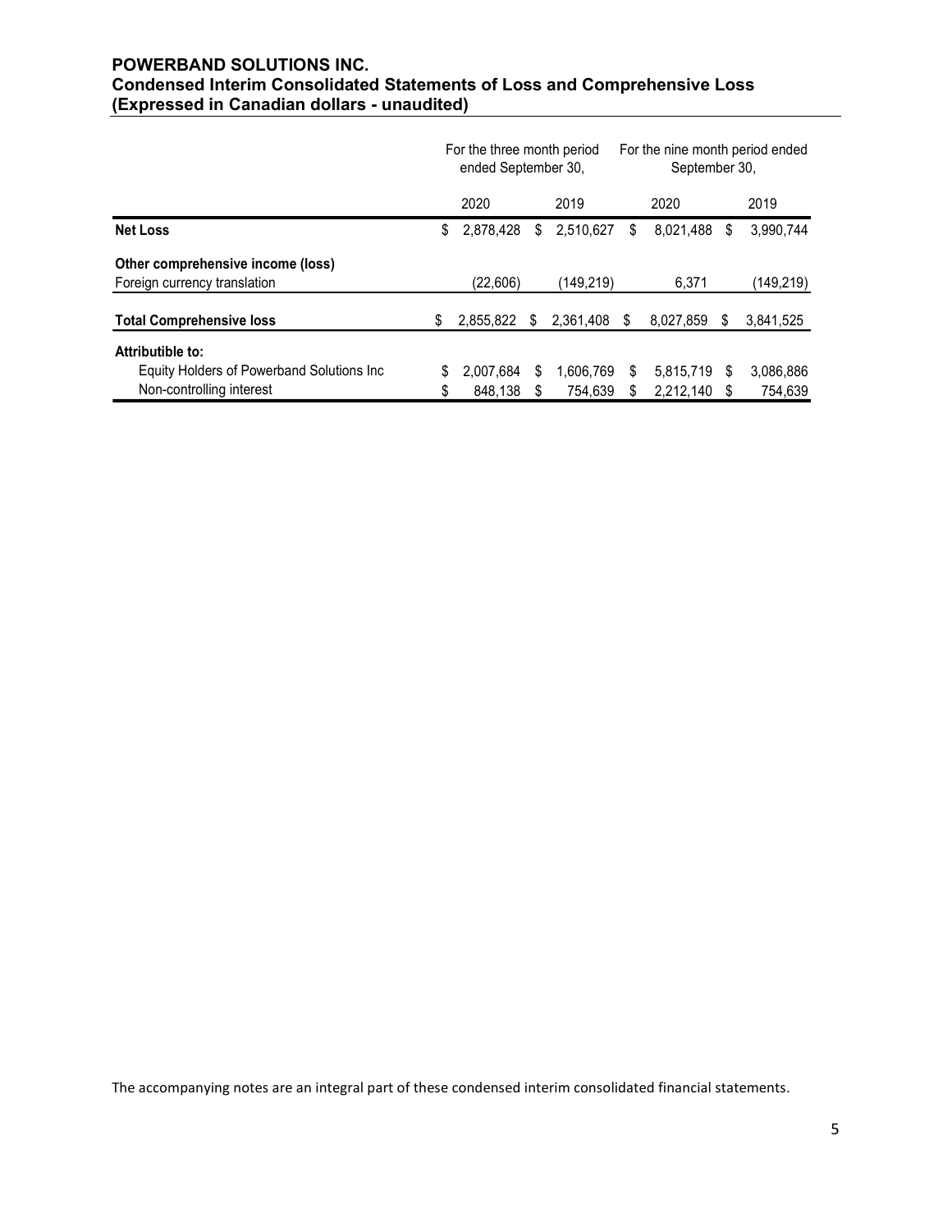**POWERBAND SOLUTIONS INC.**
**Condensed Interim Consolidated Statements of Loss and Comprehensive Loss**
**(Expressed in Canadian dollars - unaudited)**

| | For the three month period ended September 30, | | For the nine month period ended September 30, | |
|---|---|---|---|---|
| | 2020 | 2019 | 2020 | 2019 |
| **Net Loss** | $ 2,878,428 | $ 2,510,627 | $ 8,021,488 | $ 3,990,744 |
| **Other comprehensive income (loss)** | | | | |
| Foreign currency translation | (22,606) | (149,219) | 6,371 | (149,219) |
| **Total Comprehensive loss** | $ 2,855,822 | $ 2,361,408 | $ 8,027,859 | $ 3,841,525 |
| **Attributible to:** | | | | |
| Equity Holders of Powerband Solutions Inc | $ 2,007,684 | $ 1,606,769 | $ 5,815,719 | $ 3,086,886 |
| Non-controlling interest | $ 848,138 | $ 754,639 | $ 2,212,140 | $ 754,639 |

The accompanying notes are an integral part of these condensed interim consolidated financial statements.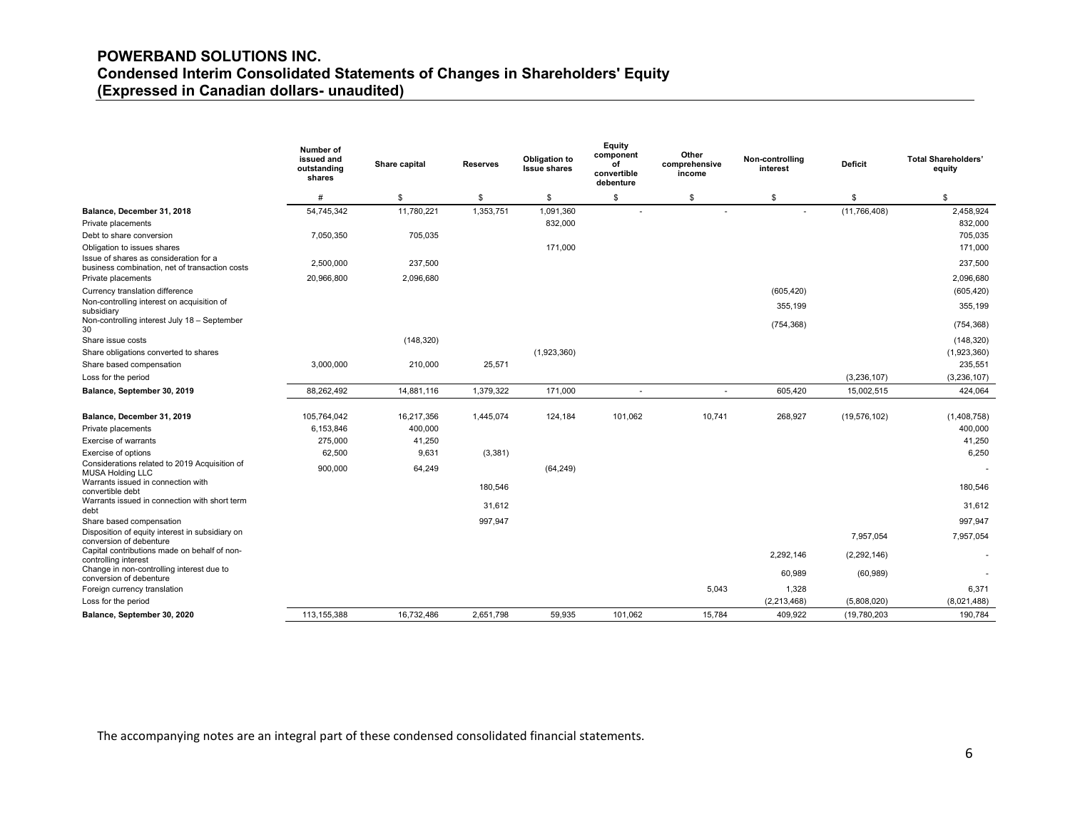# POWERBAND SOLUTIONS INC.
## Condensed Interim Consolidated Statements of Changes in Shareholders' Equity
## (Expressed in Canadian dollars- unaudited)

| | Number of issued and outstanding shares | Share capital | Reserves | Obligation to Issue shares | Equity component of convertible debenture | Other comprehensive income | Non-controlling interest | Deficit | Total Shareholders' equity |
|---|---|---|---|---|---|---|---|---|---|
| | # | $ | $ | $ | $ | $ | $ | $ | $ |
| **Balance, December 31, 2018** | 54,745,342 | 11,780,221 | 1,353,751 | 1,091,360 | - | - | - | (11,766,408) | 2,458,924 |
| Private placements | | | | 832,000 | | | | | 832,000 |
| Debt to share conversion | 7,050,350 | 705,035 | | | | | | | 705,035 |
| Obligation to issues shares | | | | 171,000 | | | | | 171,000 |
| Issue of shares as consideration for a business combination, net of transaction costs | 2,500,000 | 237,500 | | | | | | | 237,500 |
| Private placements | 20,966,800 | 2,096,680 | | | | | | | 2,096,680 |
| Currency translation difference | | | | | | | (605,420) | | (605,420) |
| Non-controlling interest on acquisition of subsidiary | | | | | | | 355,199 | | 355,199 |
| Non-controlling interest July 18 – September 30 | | | | | | | (754,368) | | (754,368) |
| Share issue costs | | (148,320) | | | | | | | (148,320) |
| Share obligations converted to shares | | | | (1,923,360) | | | | | (1,923,360) |
| Share based compensation | 3,000,000 | 210,000 | 25,571 | | | | | | 235,551 |
| Loss for the period | | | | | | | | (3,236,107) | (3,236,107) |
| **Balance, September 30, 2019** | 88,262,492 | 14,881,116 | 1,379,322 | 171,000 | - | - | 605,420 | 15,002,515 | 424,064 |
| | | | | | | | | | |
| **Balance, December 31, 2019** | 105,764,042 | 16,217,356 | 1,445,074 | 124,184 | 101,062 | 10,741 | 268,927 | (19,576,102) | (1,408,758) |
| Private placements | 6,153,846 | 400,000 | | | | | | | 400,000 |
| Exercise of warrants | 275,000 | 41,250 | | | | | | | 41,250 |
| Exercise of options | 62,500 | 9,631 | (3,381) | | | | | | 6,250 |
| Considerations related to 2019 Acquisition of MUSA Holding LLC | 900,000 | 64,249 | | (64,249) | | | | | - |
| Warrants issued in connection with convertible debt | | | 180,546 | | | | | | 180,546 |
| Warrants issued in connection with short term debt | | | 31,612 | | | | | | 31,612 |
| Share based compensation | | | 997,947 | | | | | | 997,947 |
| Disposition of equity interest in subsidiary on conversion of debenture | | | | | | | | 7,957,054 | 7,957,054 |
| Capital contributions made on behalf of non-controlling interest | | | | | | | 2,292,146 | (2,292,146) | - |
| Change in non-controlling interest due to conversion of debenture | | | | | | | 60,989 | (60,989) | - |
| Foreign currency translation | | | | | | 5,043 | 1,328 | | 6,371 |
| Loss for the period | | | | | | | (2,213,468) | (5,808,020) | (8,021,488) |
| **Balance, September 30, 2020** | 113,155,388 | 16,732,486 | 2,651,798 | 59,935 | 101,062 | 15,784 | 409,922 | (19,780,203 | 190,784 |

The accompanying notes are an integral part of these condensed consolidated financial statements.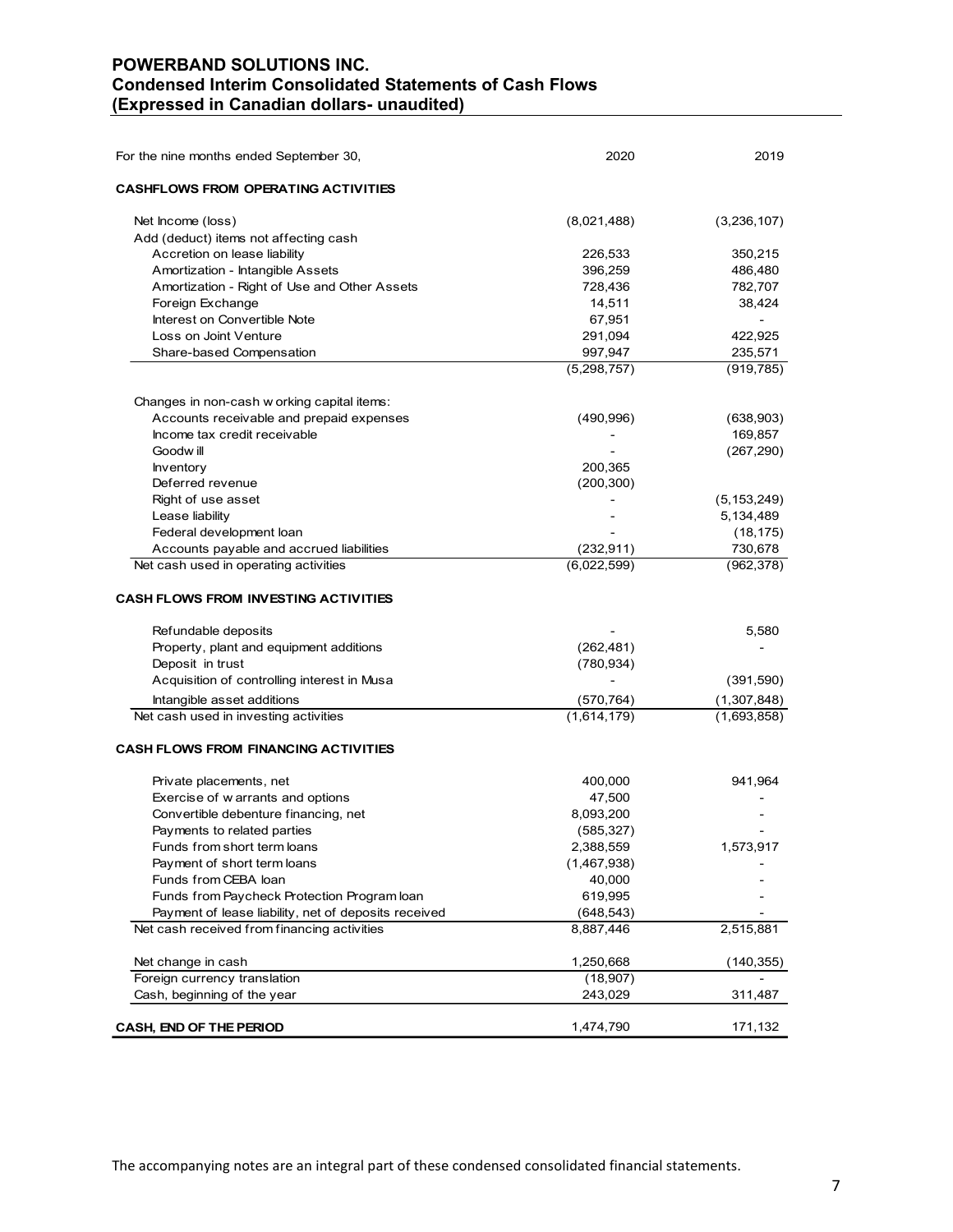# POWERBAND SOLUTIONS INC.
## Condensed Interim Consolidated Statements of Cash Flows
## (Expressed in Canadian dollars- unaudited)

| For the nine months ended September 30, | 2020 | 2019 |
|---|---|---|
| **CASHFLOWS FROM OPERATING ACTIVITIES** | | |
| Net Income (loss) | (8,021,488) | (3,236,107) |
| Add (deduct) items not affecting cash | | |
| Accretion on lease liability | 226,533 | 350,215 |
| Amortization - Intangible Assets | 396,259 | 486,480 |
| Amortization - Right of Use and Other Assets | 728,436 | 782,707 |
| Foreign Exchange | 14,511 | 38,424 |
| Interest on Convertible Note | 67,951 | - |
| Loss on Joint Venture | 291,094 | 422,925 |
| Share-based Compensation | 997,947 | 235,571 |
| | (5,298,757) | (919,785) |
| Changes in non-cash working capital items: | | |
| Accounts receivable and prepaid expenses | (490,996) | (638,903) |
| Income tax credit receivable | - | 169,857 |
| Goodwill | - | (267,290) |
| Inventory | 200,365 | |
| Deferred revenue | (200,300) | |
| Right of use asset | - | (5,153,249) |
| Lease liability | - | 5,134,489 |
| Federal development loan | - | (18,175) |
| Accounts payable and accrued liabilities | (232,911) | 730,678 |
| Net cash used in operating activities | (6,022,599) | (962,378) |
| **CASH FLOWS FROM INVESTING ACTIVITIES** | | |
| Refundable deposits | - | 5,580 |
| Property, plant and equipment additions | (262,481) | - |
| Deposit in trust | (780,934) | |
| Acquisition of controlling interest in Musa | - | (391,590) |
| Intangible asset additions | (570,764) | (1,307,848) |
| Net cash used in investing activities | (1,614,179) | (1,693,858) |
| **CASH FLOWS FROM FINANCING ACTIVITIES** | | |
| Private placements, net | 400,000 | 941,964 |
| Exercise of warrants and options | 47,500 | - |
| Convertible debenture financing, net | 8,093,200 | - |
| Payments to related parties | (585,327) | - |
| Funds from short term loans | 2,388,559 | 1,573,917 |
| Payment of short term loans | (1,467,938) | - |
| Funds from CEBA loan | 40,000 | - |
| Funds from Paycheck Protection Program loan | 619,995 | - |
| Payment of lease liability, net of deposits received | (648,543) | - |
| Net cash received from financing activities | 8,887,446 | 2,515,881 |
| Net change in cash | 1,250,668 | (140,355) |
| Foreign currency translation | (18,907) | - |
| Cash, beginning of the year | 243,029 | 311,487 |
| **CASH, END OF THE PERIOD** | 1,474,790 | 171,132 |

The accompanying notes are an integral part of these condensed consolidated financial statements.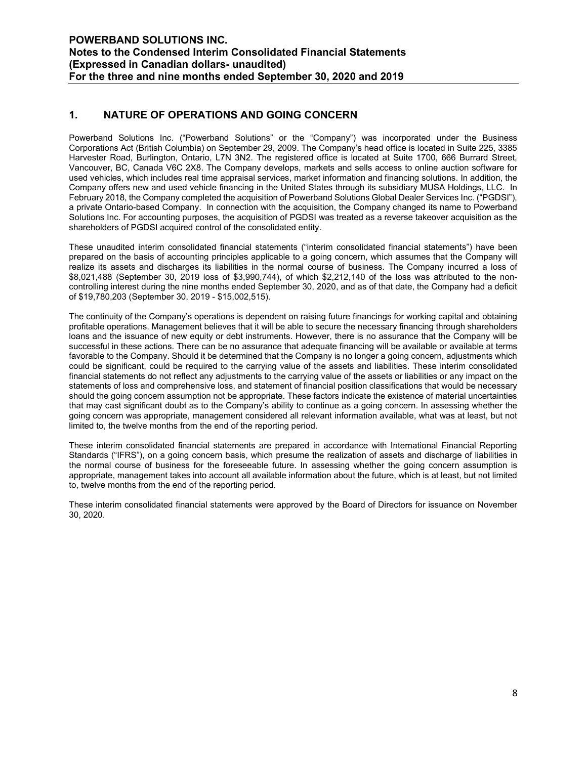## 1. NATURE OF OPERATIONS AND GOING CONCERN

Powerband Solutions Inc. ("Powerband Solutions" or the "Company") was incorporated under the Business Corporations Act (British Columbia) on September 29, 2009. The Company's head office is located in Suite 225, 3385 Harvester Road, Burlington, Ontario, L7N 3N2. The registered office is located at Suite 1700, 666 Burrard Street, Vancouver, BC, Canada V6C 2X8. The Company develops, markets and sells access to online auction software for used vehicles, which includes real time appraisal services, market information and financing solutions. In addition, the Company offers new and used vehicle financing in the United States through its subsidiary MUSA Holdings, LLC. In February 2018, the Company completed the acquisition of Powerband Solutions Global Dealer Services Inc. ("PGDSI"), a private Ontario-based Company. In connection with the acquisition, the Company changed its name to Powerband Solutions Inc. For accounting purposes, the acquisition of PGDSI was treated as a reverse takeover acquisition as the shareholders of PGDSI acquired control of the consolidated entity.

These unaudited interim consolidated financial statements ("interim consolidated financial statements") have been prepared on the basis of accounting principles applicable to a going concern, which assumes that the Company will realize its assets and discharges its liabilities in the normal course of business. The Company incurred a loss of $8,021,488 (September 30, 2019 loss of $3,990,744), of which $2,212,140 of the loss was attributed to the non-controlling interest during the nine months ended September 30, 2020, and as of that date, the Company had a deficit of $19,780,203 (September 30, 2019 - $15,002,515).

The continuity of the Company's operations is dependent on raising future financings for working capital and obtaining profitable operations. Management believes that it will be able to secure the necessary financing through shareholders loans and the issuance of new equity or debt instruments. However, there is no assurance that the Company will be successful in these actions. There can be no assurance that adequate financing will be available or available at terms favorable to the Company. Should it be determined that the Company is no longer a going concern, adjustments which could be significant, could be required to the carrying value of the assets and liabilities. These interim consolidated financial statements do not reflect any adjustments to the carrying value of the assets or liabilities or any impact on the statements of loss and comprehensive loss, and statement of financial position classifications that would be necessary should the going concern assumption not be appropriate. These factors indicate the existence of material uncertainties that may cast significant doubt as to the Company's ability to continue as a going concern. In assessing whether the going concern was appropriate, management considered all relevant information available, what was at least, but not limited to, the twelve months from the end of the reporting period.

These interim consolidated financial statements are prepared in accordance with International Financial Reporting Standards ("IFRS"), on a going concern basis, which presume the realization of assets and discharge of liabilities in the normal course of business for the foreseeable future. In assessing whether the going concern assumption is appropriate, management takes into account all available information about the future, which is at least, but not limited to, twelve months from the end of the reporting period.

These interim consolidated financial statements were approved by the Board of Directors for issuance on November 30, 2020.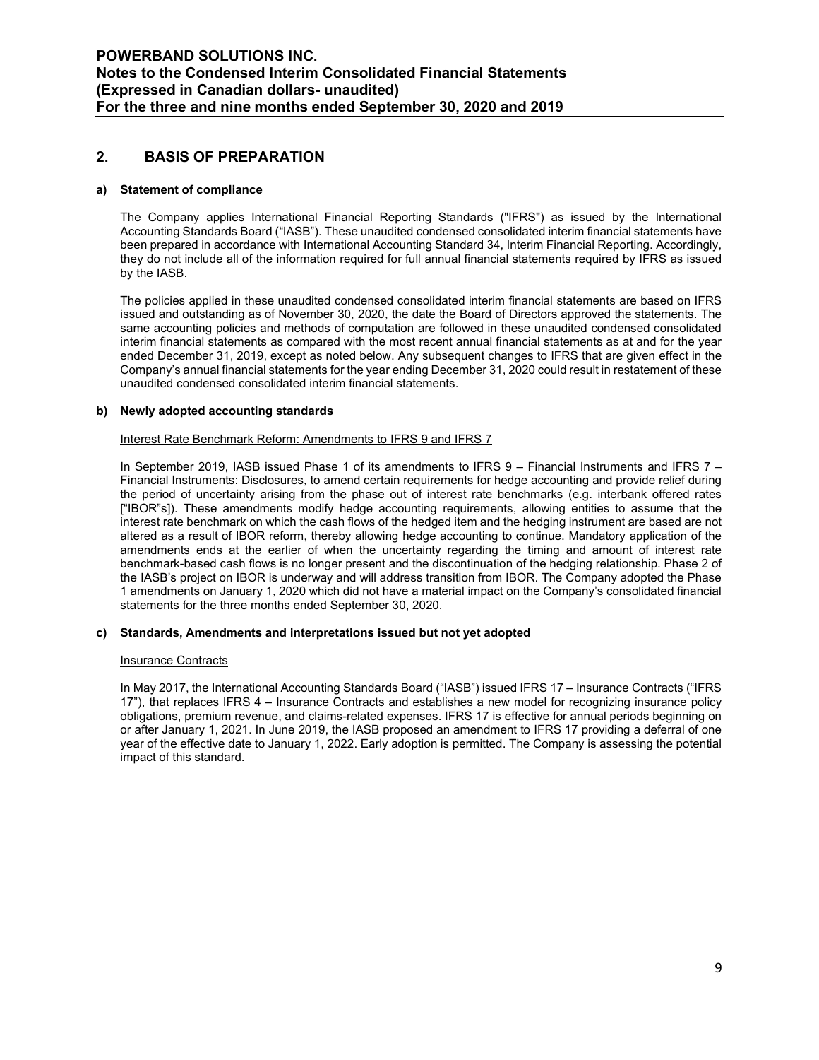## 2. BASIS OF PREPARATION

### a) Statement of compliance

The Company applies International Financial Reporting Standards ("IFRS") as issued by the International Accounting Standards Board ("IASB"). These unaudited condensed consolidated interim financial statements have been prepared in accordance with International Accounting Standard 34, Interim Financial Reporting. Accordingly, they do not include all of the information required for full annual financial statements required by IFRS as issued by the IASB.

The policies applied in these unaudited condensed consolidated interim financial statements are based on IFRS issued and outstanding as of November 30, 2020, the date the Board of Directors approved the statements. The same accounting policies and methods of computation are followed in these unaudited condensed consolidated interim financial statements as compared with the most recent annual financial statements as at and for the year ended December 31, 2019, except as noted below. Any subsequent changes to IFRS that are given effect in the Company's annual financial statements for the year ending December 31, 2020 could result in restatement of these unaudited condensed consolidated interim financial statements.

### b) Newly adopted accounting standards

Interest Rate Benchmark Reform: Amendments to IFRS 9 and IFRS 7

In September 2019, IASB issued Phase 1 of its amendments to IFRS 9 – Financial Instruments and IFRS 7 – Financial Instruments: Disclosures, to amend certain requirements for hedge accounting and provide relief during the period of uncertainty arising from the phase out of interest rate benchmarks (e.g. interbank offered rates ["IBOR"s]). These amendments modify hedge accounting requirements, allowing entities to assume that the interest rate benchmark on which the cash flows of the hedged item and the hedging instrument are based are not altered as a result of IBOR reform, thereby allowing hedge accounting to continue. Mandatory application of the amendments ends at the earlier of when the uncertainty regarding the timing and amount of interest rate benchmark-based cash flows is no longer present and the discontinuation of the hedging relationship. Phase 2 of the IASB's project on IBOR is underway and will address transition from IBOR. The Company adopted the Phase 1 amendments on January 1, 2020 which did not have a material impact on the Company's consolidated financial statements for the three months ended September 30, 2020.

### c) Standards, Amendments and interpretations issued but not yet adopted

Insurance Contracts

In May 2017, the International Accounting Standards Board ("IASB") issued IFRS 17 – Insurance Contracts ("IFRS 17"), that replaces IFRS 4 – Insurance Contracts and establishes a new model for recognizing insurance policy obligations, premium revenue, and claims-related expenses. IFRS 17 is effective for annual periods beginning on or after January 1, 2021. In June 2019, the IASB proposed an amendment to IFRS 17 providing a deferral of one year of the effective date to January 1, 2022. Early adoption is permitted. The Company is assessing the potential impact of this standard.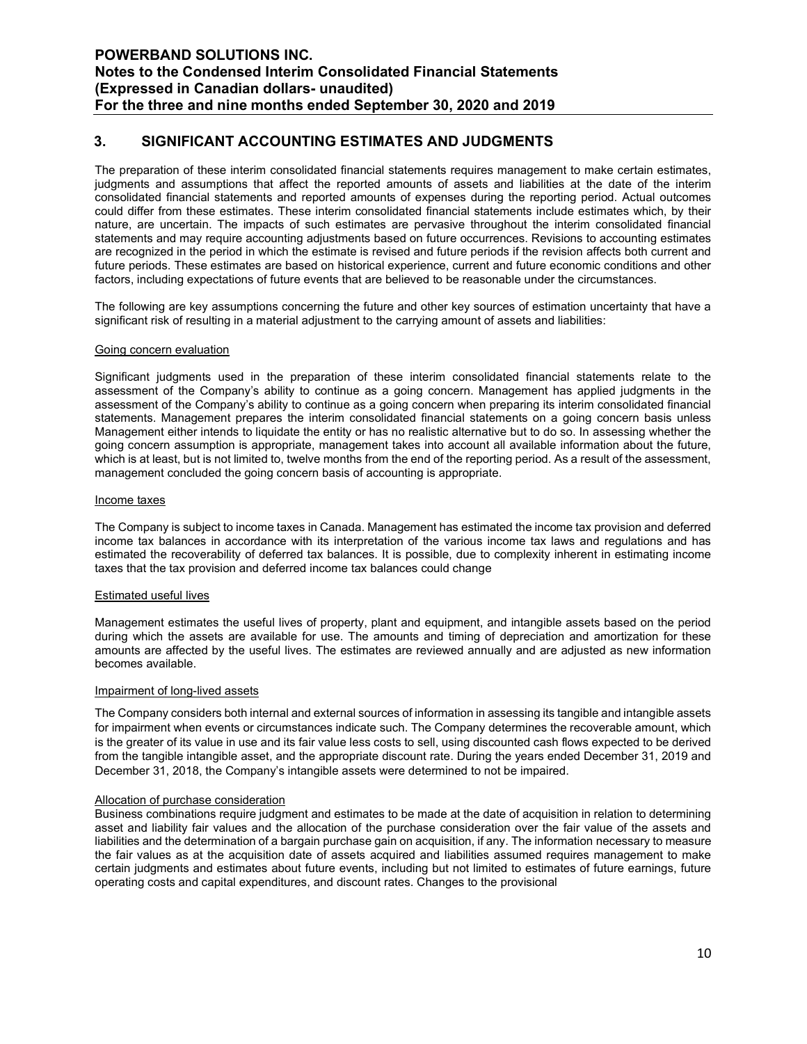## 3. SIGNIFICANT ACCOUNTING ESTIMATES AND JUDGMENTS

The preparation of these interim consolidated financial statements requires management to make certain estimates, judgments and assumptions that affect the reported amounts of assets and liabilities at the date of the interim consolidated financial statements and reported amounts of expenses during the reporting period. Actual outcomes could differ from these estimates. These interim consolidated financial statements include estimates which, by their nature, are uncertain. The impacts of such estimates are pervasive throughout the interim consolidated financial statements and may require accounting adjustments based on future occurrences. Revisions to accounting estimates are recognized in the period in which the estimate is revised and future periods if the revision affects both current and future periods. These estimates are based on historical experience, current and future economic conditions and other factors, including expectations of future events that are believed to be reasonable under the circumstances.

The following are key assumptions concerning the future and other key sources of estimation uncertainty that have a significant risk of resulting in a material adjustment to the carrying amount of assets and liabilities:

Going concern evaluation

Significant judgments used in the preparation of these interim consolidated financial statements relate to the assessment of the Company's ability to continue as a going concern. Management has applied judgments in the assessment of the Company's ability to continue as a going concern when preparing its interim consolidated financial statements. Management prepares the interim consolidated financial statements on a going concern basis unless Management either intends to liquidate the entity or has no realistic alternative but to do so. In assessing whether the going concern assumption is appropriate, management takes into account all available information about the future, which is at least, but is not limited to, twelve months from the end of the reporting period. As a result of the assessment, management concluded the going concern basis of accounting is appropriate.

Income taxes

The Company is subject to income taxes in Canada. Management has estimated the income tax provision and deferred income tax balances in accordance with its interpretation of the various income tax laws and regulations and has estimated the recoverability of deferred tax balances. It is possible, due to complexity inherent in estimating income taxes that the tax provision and deferred income tax balances could change

Estimated useful lives

Management estimates the useful lives of property, plant and equipment, and intangible assets based on the period during which the assets are available for use. The amounts and timing of depreciation and amortization for these amounts are affected by the useful lives. The estimates are reviewed annually and are adjusted as new information becomes available.

Impairment of long-lived assets

The Company considers both internal and external sources of information in assessing its tangible and intangible assets for impairment when events or circumstances indicate such. The Company determines the recoverable amount, which is the greater of its value in use and its fair value less costs to sell, using discounted cash flows expected to be derived from the tangible intangible asset, and the appropriate discount rate. During the years ended December 31, 2019 and December 31, 2018, the Company's intangible assets were determined to not be impaired.

Allocation of purchase consideration

Business combinations require judgment and estimates to be made at the date of acquisition in relation to determining asset and liability fair values and the allocation of the purchase consideration over the fair value of the assets and liabilities and the determination of a bargain purchase gain on acquisition, if any. The information necessary to measure the fair values as at the acquisition date of assets acquired and liabilities assumed requires management to make certain judgments and estimates about future events, including but not limited to estimates of future earnings, future operating costs and capital expenditures, and discount rates. Changes to the provisional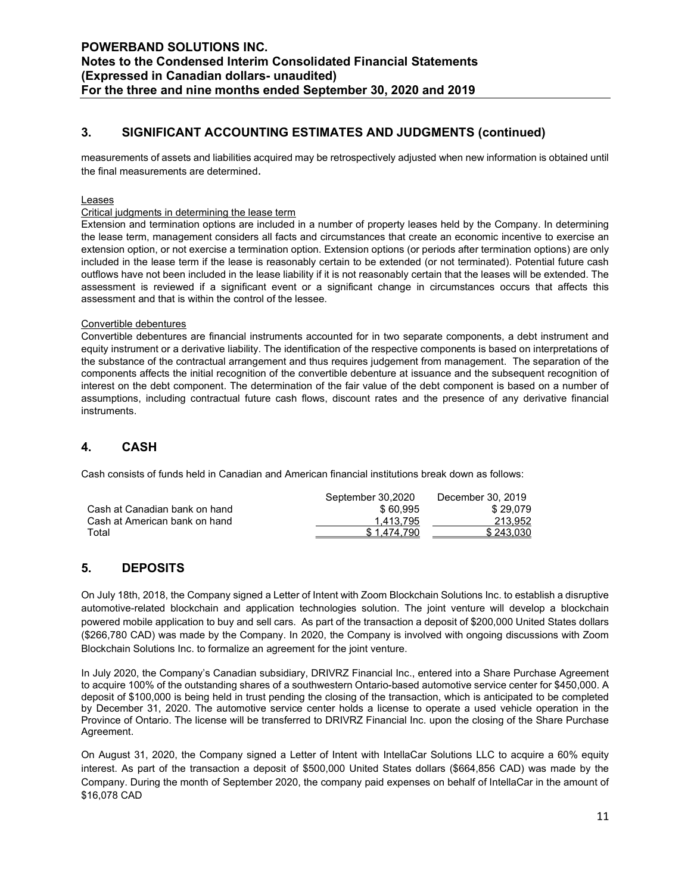## 3. SIGNIFICANT ACCOUNTING ESTIMATES AND JUDGMENTS (continued)

measurements of assets and liabilities acquired may be retrospectively adjusted when new information is obtained until the final measurements are determined.

Leases

Critical judgments in determining the lease term

Extension and termination options are included in a number of property leases held by the Company. In determining the lease term, management considers all facts and circumstances that create an economic incentive to exercise an extension option, or not exercise a termination option. Extension options (or periods after termination options) are only included in the lease term if the lease is reasonably certain to be extended (or not terminated). Potential future cash outflows have not been included in the lease liability if it is not reasonably certain that the leases will be extended. The assessment is reviewed if a significant event or a significant change in circumstances occurs that affects this assessment and that is within the control of the lessee.

Convertible debentures

Convertible debentures are financial instruments accounted for in two separate components, a debt instrument and equity instrument or a derivative liability. The identification of the respective components is based on interpretations of the substance of the contractual arrangement and thus requires judgement from management. The separation of the components affects the initial recognition of the convertible debenture at issuance and the subsequent recognition of interest on the debt component. The determination of the fair value of the debt component is based on a number of assumptions, including contractual future cash flows, discount rates and the presence of any derivative financial instruments.

## 4. CASH

Cash consists of funds held in Canadian and American financial institutions break down as follows:

| | September 30,2020 | December 30, 2019 |
|---|---|---|
| Cash at Canadian bank on hand | $ 60,995 | $ 29,079 |
| Cash at American bank on hand | 1,413,795 | 213,952 |
| Total | $ 1,474,790 | $ 243,030 |

## 5. DEPOSITS

On July 18th, 2018, the Company signed a Letter of Intent with Zoom Blockchain Solutions Inc. to establish a disruptive automotive-related blockchain and application technologies solution. The joint venture will develop a blockchain powered mobile application to buy and sell cars. As part of the transaction a deposit of $200,000 United States dollars ($266,780 CAD) was made by the Company. In 2020, the Company is involved with ongoing discussions with Zoom Blockchain Solutions Inc. to formalize an agreement for the joint venture.

In July 2020, the Company's Canadian subsidiary, DRIVRZ Financial Inc., entered into a Share Purchase Agreement to acquire 100% of the outstanding shares of a southwestern Ontario-based automotive service center for $450,000. A deposit of $100,000 is being held in trust pending the closing of the transaction, which is anticipated to be completed by December 31, 2020. The automotive service center holds a license to operate a used vehicle operation in the Province of Ontario. The license will be transferred to DRIVRZ Financial Inc. upon the closing of the Share Purchase Agreement.

On August 31, 2020, the Company signed a Letter of Intent with IntellaCar Solutions LLC to acquire a 60% equity interest. As part of the transaction a deposit of $500,000 United States dollars ($664,856 CAD) was made by the Company. During the month of September 2020, the company paid expenses on behalf of IntellaCar in the amount of $16,078 CAD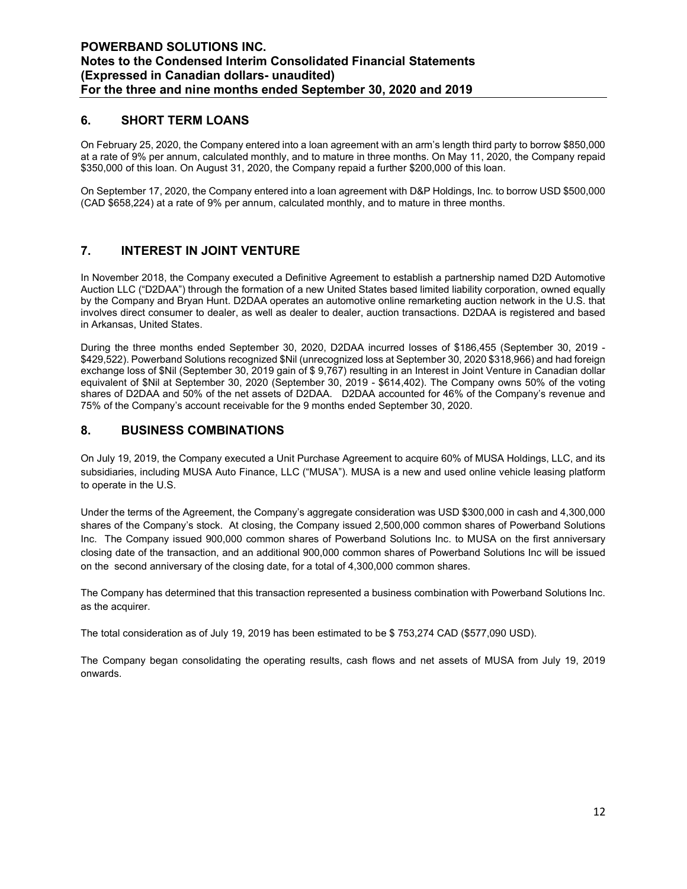## 6. SHORT TERM LOANS

On February 25, 2020, the Company entered into a loan agreement with an arm's length third party to borrow \$850,000 at a rate of 9% per annum, calculated monthly, and to mature in three months. On May 11, 2020, the Company repaid \$350,000 of this loan. On August 31, 2020, the Company repaid a further \$200,000 of this loan.

On September 17, 2020, the Company entered into a loan agreement with D&P Holdings, Inc. to borrow USD \$500,000 (CAD \$658,224) at a rate of 9% per annum, calculated monthly, and to mature in three months.

## 7. INTEREST IN JOINT VENTURE

In November 2018, the Company executed a Definitive Agreement to establish a partnership named D2D Automotive Auction LLC ("D2DAA") through the formation of a new United States based limited liability corporation, owned equally by the Company and Bryan Hunt. D2DAA operates an automotive online remarketing auction network in the U.S. that involves direct consumer to dealer, as well as dealer to dealer, auction transactions. D2DAA is registered and based in Arkansas, United States.

During the three months ended September 30, 2020, D2DAA incurred losses of \$186,455 (September 30, 2019 - \$429,522). Powerband Solutions recognized \$Nil (unrecognized loss at September 30, 2020 \$318,966) and had foreign exchange loss of \$Nil (September 30, 2019 gain of \$ 9,767) resulting in an Interest in Joint Venture in Canadian dollar equivalent of \$Nil at September 30, 2020 (September 30, 2019 - \$614,402). The Company owns 50% of the voting shares of D2DAA and 50% of the net assets of D2DAA. D2DAA accounted for 46% of the Company's revenue and 75% of the Company's account receivable for the 9 months ended September 30, 2020.

## 8. BUSINESS COMBINATIONS

On July 19, 2019, the Company executed a Unit Purchase Agreement to acquire 60% of MUSA Holdings, LLC, and its subsidiaries, including MUSA Auto Finance, LLC ("MUSA"). MUSA is a new and used online vehicle leasing platform to operate in the U.S.

Under the terms of the Agreement, the Company's aggregate consideration was USD \$300,000 in cash and 4,300,000 shares of the Company's stock. At closing, the Company issued 2,500,000 common shares of Powerband Solutions Inc. The Company issued 900,000 common shares of Powerband Solutions Inc. to MUSA on the first anniversary closing date of the transaction, and an additional 900,000 common shares of Powerband Solutions Inc will be issued on the second anniversary of the closing date, for a total of 4,300,000 common shares.

The Company has determined that this transaction represented a business combination with Powerband Solutions Inc. as the acquirer.

The total consideration as of July 19, 2019 has been estimated to be \$ 753,274 CAD (\$577,090 USD).

The Company began consolidating the operating results, cash flows and net assets of MUSA from July 19, 2019 onwards.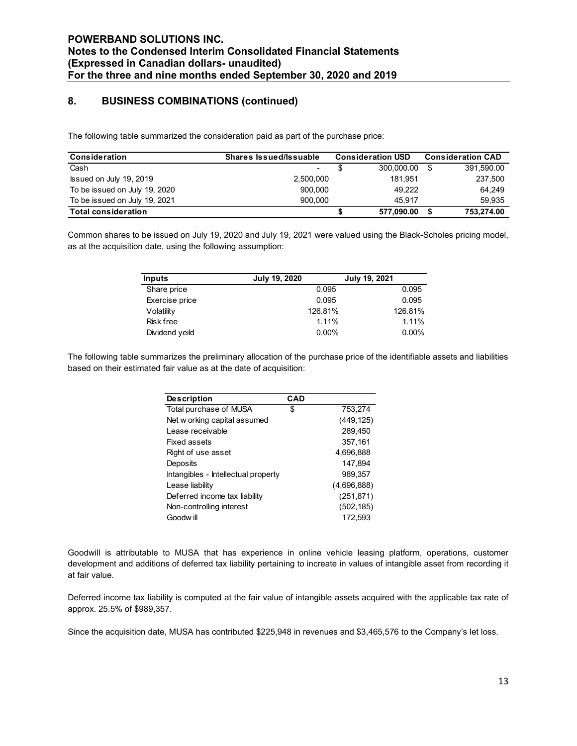## 8. BUSINESS COMBINATIONS (continued)

The following table summarized the consideration paid as part of the purchase price:

| Consideration | Shares Issued/Issuable | Consideration USD | Consideration CAD |
|---|---|---|---|
| Cash | - | $ 300,000.00 | $ 391,590.00 |
| Issued on July 19, 2019 | 2,500,000 | 181,951 | 237,500 |
| To be issued on July 19, 2020 | 900,000 | 49,222 | 64,249 |
| To be issued on July 19, 2021 | 900,000 | 45,917 | 59,935 |
| **Total consideration** | | **$ 577,090.00** | **$ 753,274.00** |

Common shares to be issued on July 19, 2020 and July 19, 2021 were valued using the Black-Scholes pricing model, as at the acquisition date, using the following assumption:

| Inputs | July 19, 2020 | July 19, 2021 |
|---|---|---|
| Share price | 0.095 | 0.095 |
| Exercise price | 0.095 | 0.095 |
| Volatility | 126.81% | 126.81% |
| Risk free | 1.11% | 1.11% |
| Dividend yeild | 0.00% | 0.00% |

The following table summarizes the preliminary allocation of the purchase price of the identifiable assets and liabilities based on their estimated fair value as at the date of acquisition:

| Description | CAD |
|---|---|
| Total purchase of MUSA | $ 753,274 |
| Net working capital assumed | (449,125) |
| Lease receivable | 289,450 |
| Fixed assets | 357,161 |
| Right of use asset | 4,696,888 |
| Deposits | 147,894 |
| Intangibles - Intellectual property | 989,357 |
| Lease liability | (4,696,888) |
| Deferred income tax liability | (251,871) |
| Non-controlling interest | (502,185) |
| Goodwill | 172,593 |

Goodwill is attributable to MUSA that has experience in online vehicle leasing platform, operations, customer development and additions of deferred tax liability pertaining to increate in values of intangible asset from recording it at fair value.

Deferred income tax liability is computed at the fair value of intangible assets acquired with the applicable tax rate of approx. 25.5% of $989,357.

Since the acquisition date, MUSA has contributed $225,948 in revenues and $3,465,576 to the Company's let loss.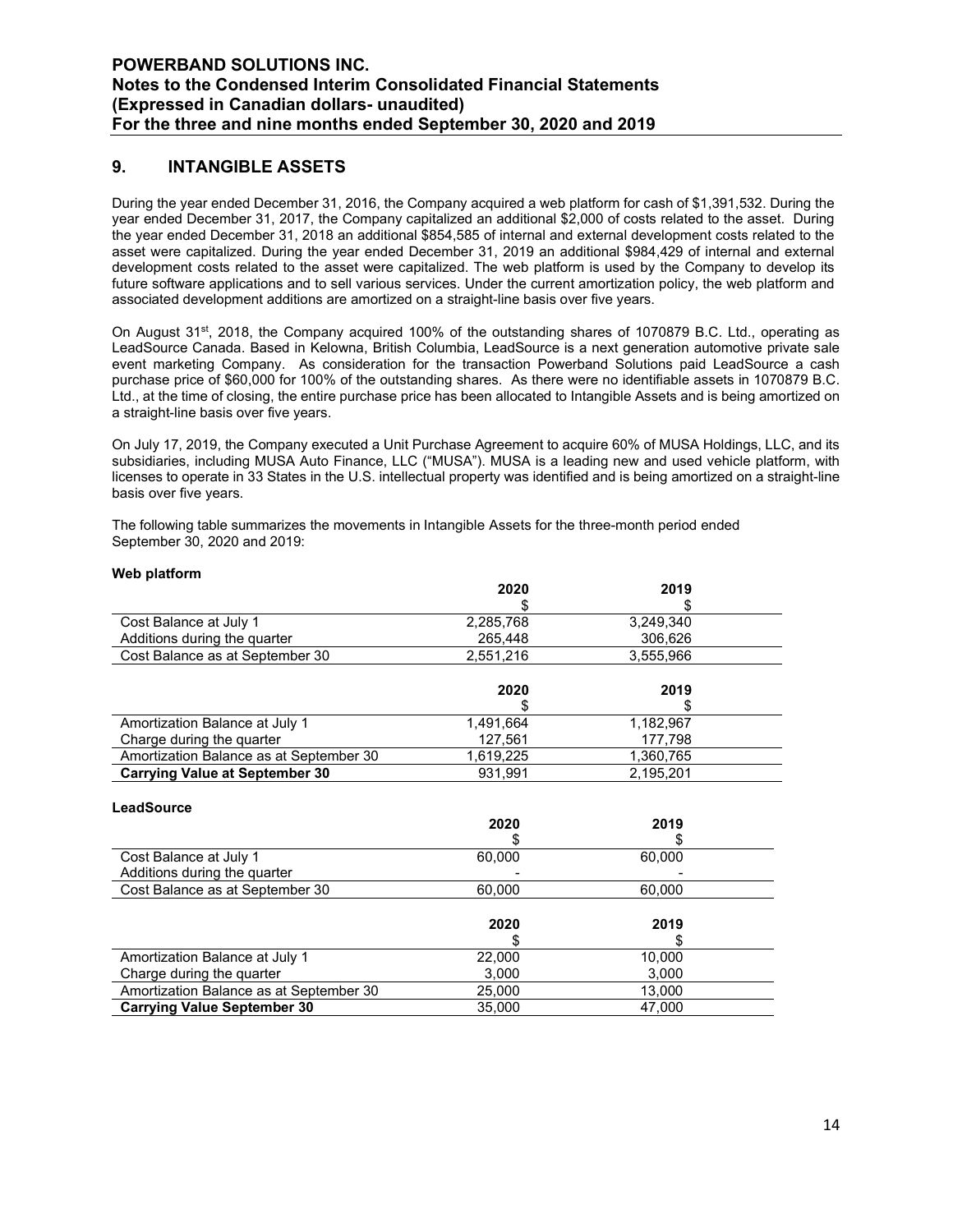## 9. INTANGIBLE ASSETS

During the year ended December 31, 2016, the Company acquired a web platform for cash of $1,391,532. During the year ended December 31, 2017, the Company capitalized an additional $2,000 of costs related to the asset. During the year ended December 31, 2018 an additional $854,585 of internal and external development costs related to the asset were capitalized. During the year ended December 31, 2019 an additional $984,429 of internal and external development costs related to the asset were capitalized. The web platform is used by the Company to develop its future software applications and to sell various services. Under the current amortization policy, the web platform and associated development additions are amortized on a straight-line basis over five years.

On August 31st, 2018, the Company acquired 100% of the outstanding shares of 1070879 B.C. Ltd., operating as LeadSource Canada. Based in Kelowna, British Columbia, LeadSource is a next generation automotive private sale event marketing Company. As consideration for the transaction Powerband Solutions paid LeadSource a cash purchase price of $60,000 for 100% of the outstanding shares. As there were no identifiable assets in 1070879 B.C. Ltd., at the time of closing, the entire purchase price has been allocated to Intangible Assets and is being amortized on a straight-line basis over five years.

On July 17, 2019, the Company executed a Unit Purchase Agreement to acquire 60% of MUSA Holdings, LLC, and its subsidiaries, including MUSA Auto Finance, LLC ("MUSA"). MUSA is a leading new and used vehicle platform, with licenses to operate in 33 States in the U.S. intellectual property was identified and is being amortized on a straight-line basis over five years.

The following table summarizes the movements in Intangible Assets for the three-month period ended September 30, 2020 and 2019:

**Web platform**

| | 2020<br>$ | 2019<br>$ |
|---|---|---|
| Cost Balance at July 1 | 2,285,768 | 3,249,340 |
| Additions during the quarter | 265,448 | 306,626 |
| Cost Balance as at September 30 | 2,551,216 | 3,555,966 |

| | 2020<br>$ | 2019<br>$ |
|---|---|---|
| Amortization Balance at July 1 | 1,491,664 | 1,182,967 |
| Charge during the quarter | 127,561 | 177,798 |
| Amortization Balance as at September 30 | 1,619,225 | 1,360,765 |
| **Carrying Value at September 30** | 931,991 | 2,195,201 |

**LeadSource**

| | 2020<br>$ | 2019<br>$ |
|---|---|---|
| Cost Balance at July 1 | 60,000 | 60,000 |
| Additions during the quarter | - | - |
| Cost Balance as at September 30 | 60,000 | 60,000 |

| | 2020<br>$ | 2019<br>$ |
|---|---|---|
| Amortization Balance at July 1 | 22,000 | 10,000 |
| Charge during the quarter | 3,000 | 3,000 |
| Amortization Balance as at September 30 | 25,000 | 13,000 |
| **Carrying Value September 30** | 35,000 | 47,000 |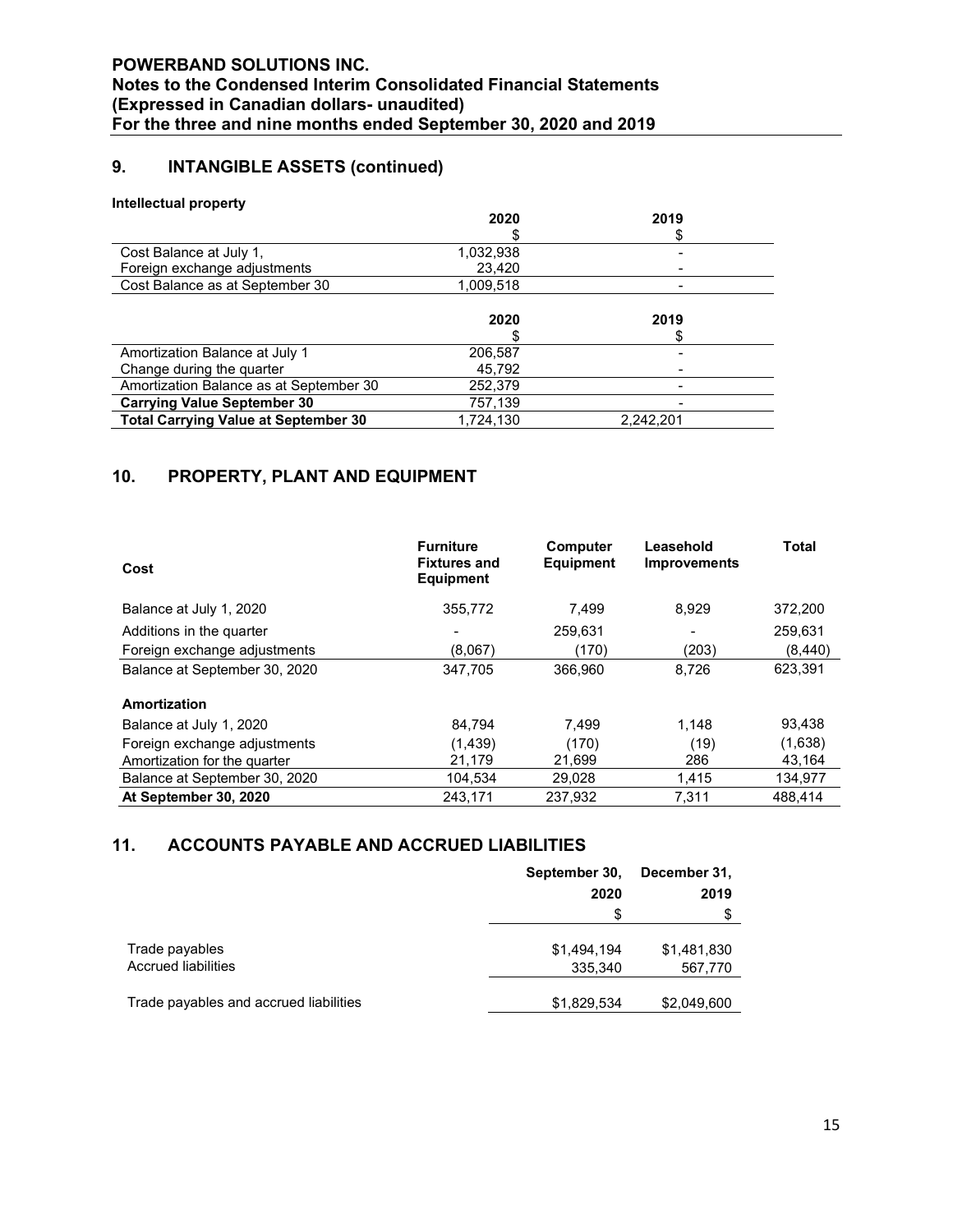## 9. INTANGIBLE ASSETS (continued)

**Intellectual property**

| | 2020 | 2019 |
|---|---|---|
| | $ | $ |
| Cost Balance at July 1, | 1,032,938 | - |
| Foreign exchange adjustments | 23,420 | - |
| Cost Balance as at September 30 | 1,009,518 | - |

| | 2020 | 2019 |
|---|---|---|
| | $ | $ |
| Amortization Balance at July 1 | 206,587 | - |
| Change during the quarter | 45,792 | - |
| Amortization Balance as at September 30 | 252,379 | - |
| **Carrying Value September 30** | 757,139 | - |
| **Total Carrying Value at September 30** | 1,724,130 | 2,242,201 |

## 10. PROPERTY, PLANT AND EQUIPMENT

| **Cost** | **Furniture Fixtures and Equipment** | **Computer Equipment** | **Leasehold Improvements** | **Total** |
|---|---|---|---|---|
| Balance at July 1, 2020 | 355,772 | 7,499 | 8,929 | 372,200 |
| Additions in the quarter | - | 259,631 | - | 259,631 |
| Foreign exchange adjustments | (8,067) | (170) | (203) | (8,440) |
| Balance at September 30, 2020 | 347,705 | 366,960 | 8,726 | 623,391 |
| **Amortization** | | | | |
| Balance at July 1, 2020 | 84,794 | 7,499 | 1,148 | 93,438 |
| Foreign exchange adjustments | (1,439) | (170) | (19) | (1,638) |
| Amortization for the quarter | 21,179 | 21,699 | 286 | 43,164 |
| Balance at September 30, 2020 | 104,534 | 29,028 | 1,415 | 134,977 |
| **At September 30, 2020** | 243,171 | 237,932 | 7,311 | 488,414 |

## 11. ACCOUNTS PAYABLE AND ACCRUED LIABILITIES

| | September 30, 2020 | December 31, 2019 |
|---|---|---|
| | $ | $ |
| Trade payables | $1,494,194 | $1,481,830 |
| Accrued liabilities | 335,340 | 567,770 |
| Trade payables and accrued liabilities | $1,829,534 | $2,049,600 |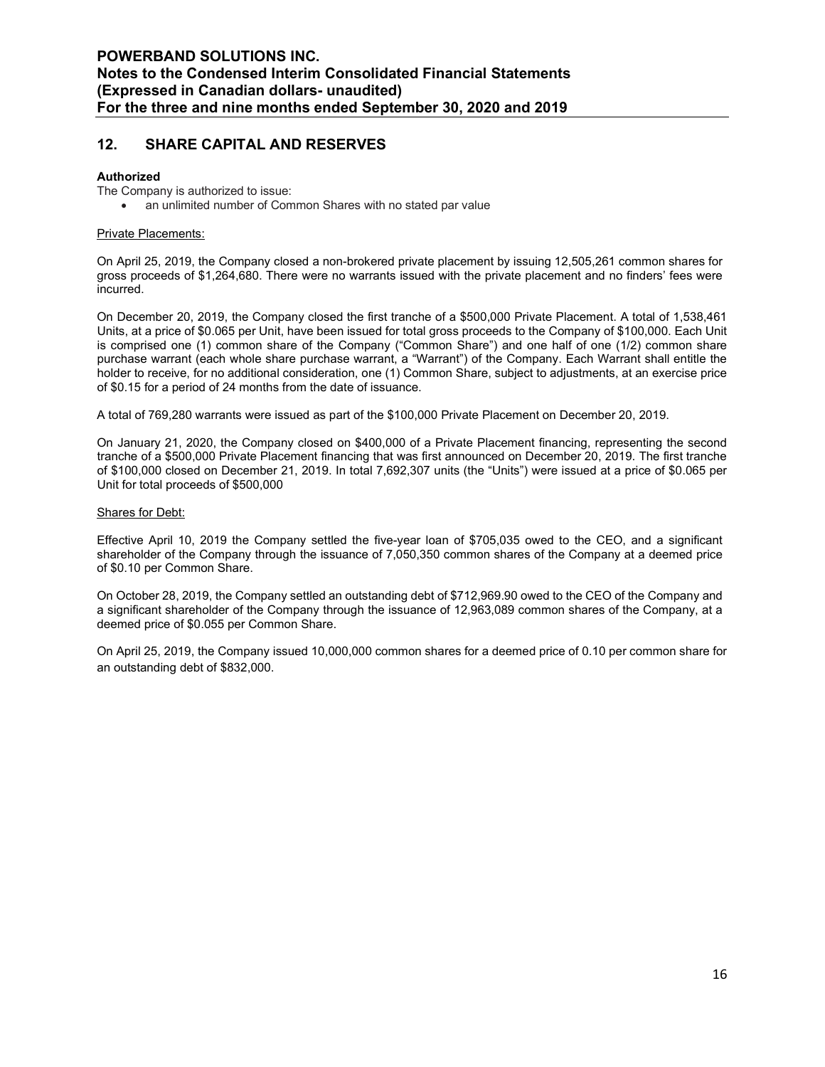## 12. SHARE CAPITAL AND RESERVES

**Authorized**

The Company is authorized to issue:

- an unlimited number of Common Shares with no stated par value

Private Placements:

On April 25, 2019, the Company closed a non-brokered private placement by issuing 12,505,261 common shares for gross proceeds of $1,264,680. There were no warrants issued with the private placement and no finders' fees were incurred.

On December 20, 2019, the Company closed the first tranche of a $500,000 Private Placement. A total of 1,538,461 Units, at a price of $0.065 per Unit, have been issued for total gross proceeds to the Company of $100,000. Each Unit is comprised one (1) common share of the Company ("Common Share") and one half of one (1/2) common share purchase warrant (each whole share purchase warrant, a "Warrant") of the Company. Each Warrant shall entitle the holder to receive, for no additional consideration, one (1) Common Share, subject to adjustments, at an exercise price of $0.15 for a period of 24 months from the date of issuance.

A total of 769,280 warrants were issued as part of the $100,000 Private Placement on December 20, 2019.

On January 21, 2020, the Company closed on $400,000 of a Private Placement financing, representing the second tranche of a $500,000 Private Placement financing that was first announced on December 20, 2019. The first tranche of $100,000 closed on December 21, 2019. In total 7,692,307 units (the "Units") were issued at a price of $0.065 per Unit for total proceeds of $500,000

Shares for Debt:

Effective April 10, 2019 the Company settled the five-year loan of $705,035 owed to the CEO, and a significant shareholder of the Company through the issuance of 7,050,350 common shares of the Company at a deemed price of $0.10 per Common Share.

On October 28, 2019, the Company settled an outstanding debt of $712,969.90 owed to the CEO of the Company and a significant shareholder of the Company through the issuance of 12,963,089 common shares of the Company, at a deemed price of $0.055 per Common Share.

On April 25, 2019, the Company issued 10,000,000 common shares for a deemed price of 0.10 per common share for an outstanding debt of $832,000.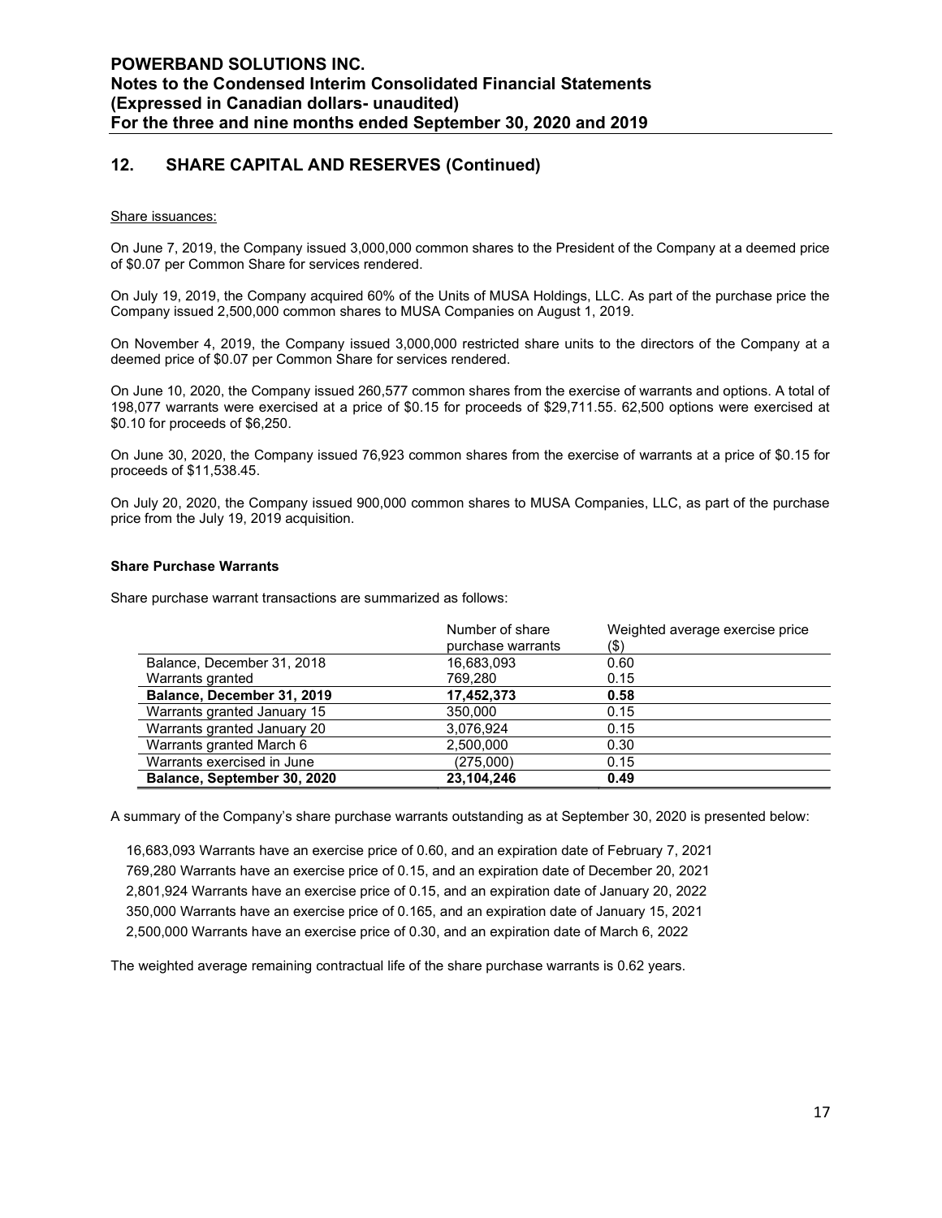## 12. SHARE CAPITAL AND RESERVES (Continued)

Share issuances:

On June 7, 2019, the Company issued 3,000,000 common shares to the President of the Company at a deemed price of $0.07 per Common Share for services rendered.

On July 19, 2019, the Company acquired 60% of the Units of MUSA Holdings, LLC. As part of the purchase price the Company issued 2,500,000 common shares to MUSA Companies on August 1, 2019.

On November 4, 2019, the Company issued 3,000,000 restricted share units to the directors of the Company at a deemed price of $0.07 per Common Share for services rendered.

On June 10, 2020, the Company issued 260,577 common shares from the exercise of warrants and options. A total of 198,077 warrants were exercised at a price of $0.15 for proceeds of $29,711.55. 62,500 options were exercised at $0.10 for proceeds of $6,250.

On June 30, 2020, the Company issued 76,923 common shares from the exercise of warrants at a price of $0.15 for proceeds of $11,538.45.

On July 20, 2020, the Company issued 900,000 common shares to MUSA Companies, LLC, as part of the purchase price from the July 19, 2019 acquisition.

**Share Purchase Warrants**

Share purchase warrant transactions are summarized as follows:

| | Number of share purchase warrants | Weighted average exercise price ($) |
|---|---|---|
| Balance, December 31, 2018 | 16,683,093 | 0.60 |
| Warrants granted | 769,280 | 0.15 |
| **Balance, December 31, 2019** | **17,452,373** | **0.58** |
| Warrants granted January 15 | 350,000 | 0.15 |
| Warrants granted January 20 | 3,076,924 | 0.15 |
| Warrants granted March 6 | 2,500,000 | 0.30 |
| Warrants exercised in June | (275,000) | 0.15 |
| **Balance, September 30, 2020** | **23,104,246** | **0.49** |

A summary of the Company's share purchase warrants outstanding as at September 30, 2020 is presented below:

16,683,093 Warrants have an exercise price of 0.60, and an expiration date of February 7, 2021
769,280 Warrants have an exercise price of 0.15, and an expiration date of December 20, 2021
2,801,924 Warrants have an exercise price of 0.15, and an expiration date of January 20, 2022
350,000 Warrants have an exercise price of 0.165, and an expiration date of January 15, 2021
2,500,000 Warrants have an exercise price of 0.30, and an expiration date of March 6, 2022

The weighted average remaining contractual life of the share purchase warrants is 0.62 years.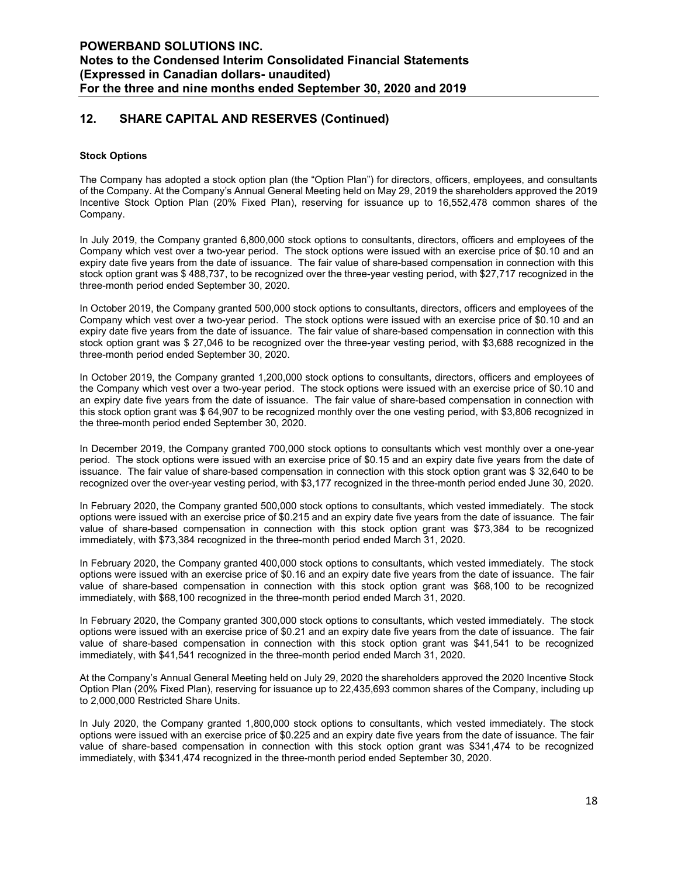## 12. SHARE CAPITAL AND RESERVES (Continued)

### Stock Options

The Company has adopted a stock option plan (the "Option Plan") for directors, officers, employees, and consultants of the Company. At the Company's Annual General Meeting held on May 29, 2019 the shareholders approved the 2019 Incentive Stock Option Plan (20% Fixed Plan), reserving for issuance up to 16,552,478 common shares of the Company.

In July 2019, the Company granted 6,800,000 stock options to consultants, directors, officers and employees of the Company which vest over a two-year period. The stock options were issued with an exercise price of $0.10 and an expiry date five years from the date of issuance. The fair value of share-based compensation in connection with this stock option grant was $ 488,737, to be recognized over the three-year vesting period, with $27,717 recognized in the three-month period ended September 30, 2020.

In October 2019, the Company granted 500,000 stock options to consultants, directors, officers and employees of the Company which vest over a two-year period. The stock options were issued with an exercise price of $0.10 and an expiry date five years from the date of issuance. The fair value of share-based compensation in connection with this stock option grant was $ 27,046 to be recognized over the three-year vesting period, with $3,688 recognized in the three-month period ended September 30, 2020.

In October 2019, the Company granted 1,200,000 stock options to consultants, directors, officers and employees of the Company which vest over a two-year period. The stock options were issued with an exercise price of $0.10 and an expiry date five years from the date of issuance. The fair value of share-based compensation in connection with this stock option grant was $ 64,907 to be recognized monthly over the one vesting period, with $3,806 recognized in the three-month period ended September 30, 2020.

In December 2019, the Company granted 700,000 stock options to consultants which vest monthly over a one-year period. The stock options were issued with an exercise price of $0.15 and an expiry date five years from the date of issuance. The fair value of share-based compensation in connection with this stock option grant was $ 32,640 to be recognized over the over-year vesting period, with $3,177 recognized in the three-month period ended June 30, 2020.

In February 2020, the Company granted 500,000 stock options to consultants, which vested immediately. The stock options were issued with an exercise price of $0.215 and an expiry date five years from the date of issuance. The fair value of share-based compensation in connection with this stock option grant was $73,384 to be recognized immediately, with $73,384 recognized in the three-month period ended March 31, 2020.

In February 2020, the Company granted 400,000 stock options to consultants, which vested immediately. The stock options were issued with an exercise price of $0.16 and an expiry date five years from the date of issuance. The fair value of share-based compensation in connection with this stock option grant was $68,100 to be recognized immediately, with $68,100 recognized in the three-month period ended March 31, 2020.

In February 2020, the Company granted 300,000 stock options to consultants, which vested immediately. The stock options were issued with an exercise price of $0.21 and an expiry date five years from the date of issuance. The fair value of share-based compensation in connection with this stock option grant was $41,541 to be recognized immediately, with $41,541 recognized in the three-month period ended March 31, 2020.

At the Company's Annual General Meeting held on July 29, 2020 the shareholders approved the 2020 Incentive Stock Option Plan (20% Fixed Plan), reserving for issuance up to 22,435,693 common shares of the Company, including up to 2,000,000 Restricted Share Units.

In July 2020, the Company granted 1,800,000 stock options to consultants, which vested immediately. The stock options were issued with an exercise price of $0.225 and an expiry date five years from the date of issuance. The fair value of share-based compensation in connection with this stock option grant was $341,474 to be recognized immediately, with $341,474 recognized in the three-month period ended September 30, 2020.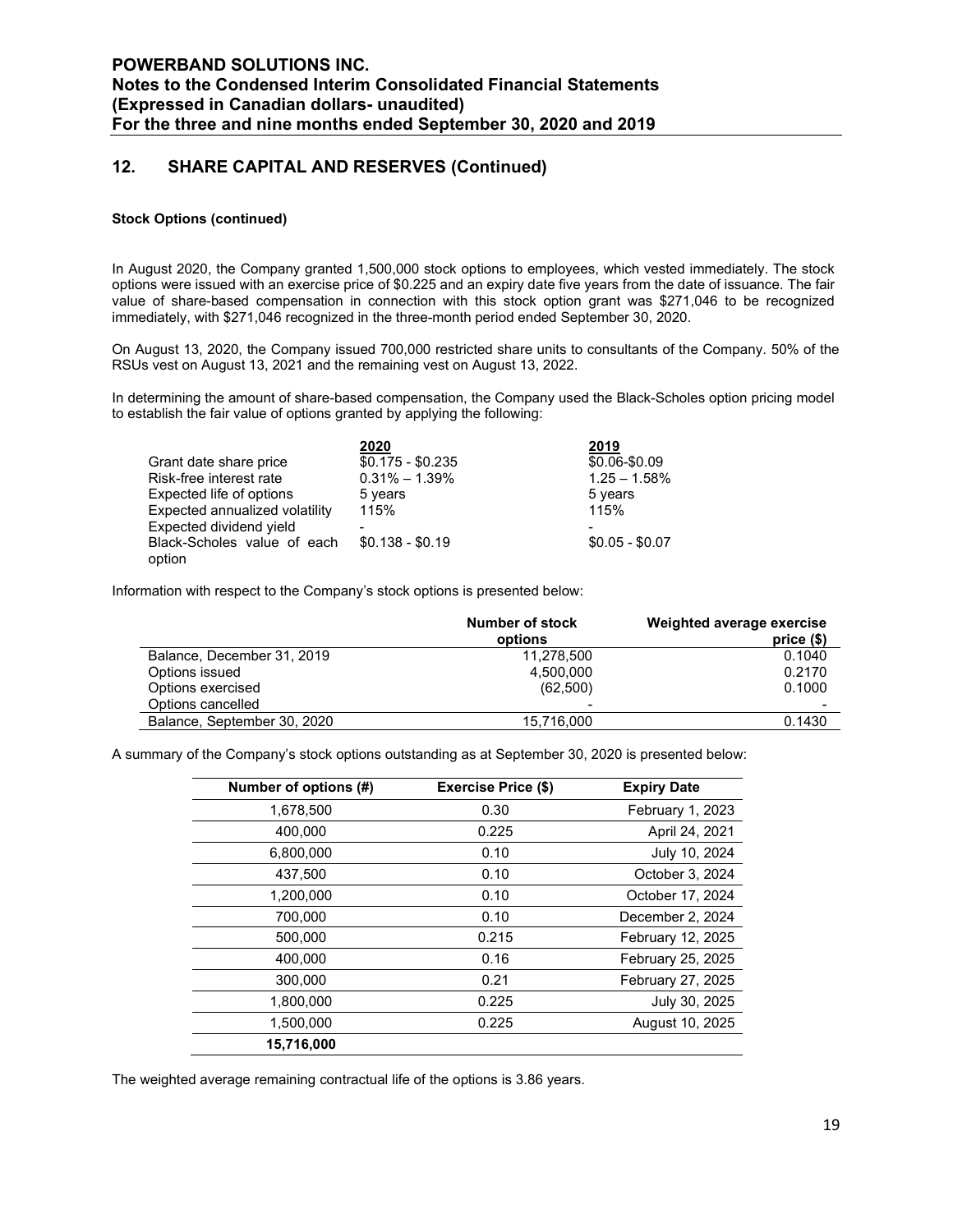## 12. SHARE CAPITAL AND RESERVES (Continued)

**Stock Options (continued)**

In August 2020, the Company granted 1,500,000 stock options to employees, which vested immediately. The stock options were issued with an exercise price of $0.225 and an expiry date five years from the date of issuance. The fair value of share-based compensation in connection with this stock option grant was $271,046 to be recognized immediately, with $271,046 recognized in the three-month period ended September 30, 2020.

On August 13, 2020, the Company issued 700,000 restricted share units to consultants of the Company. 50% of the RSUs vest on August 13, 2021 and the remaining vest on August 13, 2022.

In determining the amount of share-based compensation, the Company used the Black-Scholes option pricing model to establish the fair value of options granted by applying the following:

| | 2020 | 2019 |
|---|---|---|
| Grant date share price | $0.175 - $0.235 | $0.06-$0.09 |
| Risk-free interest rate | 0.31% – 1.39% | 1.25 – 1.58% |
| Expected life of options | 5 years | 5 years |
| Expected annualized volatility | 115% | 115% |
| Expected dividend yield | - | - |
| Black-Scholes value of each option | $0.138 - $0.19 | $0.05 - $0.07 |

Information with respect to the Company's stock options is presented below:

| | Number of stock options | Weighted average exercise price ($) |
|---|---|---|
| Balance, December 31, 2019 | 11,278,500 | 0.1040 |
| Options issued | 4,500,000 | 0.2170 |
| Options exercised | (62,500) | 0.1000 |
| Options cancelled | - | - |
| Balance, September 30, 2020 | 15,716,000 | 0.1430 |

A summary of the Company's stock options outstanding as at September 30, 2020 is presented below:

| Number of options (#) | Exercise Price ($) | Expiry Date |
|---|---|---|
| 1,678,500 | 0.30 | February 1, 2023 |
| 400,000 | 0.225 | April 24, 2021 |
| 6,800,000 | 0.10 | July 10, 2024 |
| 437,500 | 0.10 | October 3, 2024 |
| 1,200,000 | 0.10 | October 17, 2024 |
| 700,000 | 0.10 | December 2, 2024 |
| 500,000 | 0.215 | February 12, 2025 |
| 400,000 | 0.16 | February 25, 2025 |
| 300,000 | 0.21 | February 27, 2025 |
| 1,800,000 | 0.225 | July 30, 2025 |
| 1,500,000 | 0.225 | August 10, 2025 |
| **15,716,000** | | |

The weighted average remaining contractual life of the options is 3.86 years.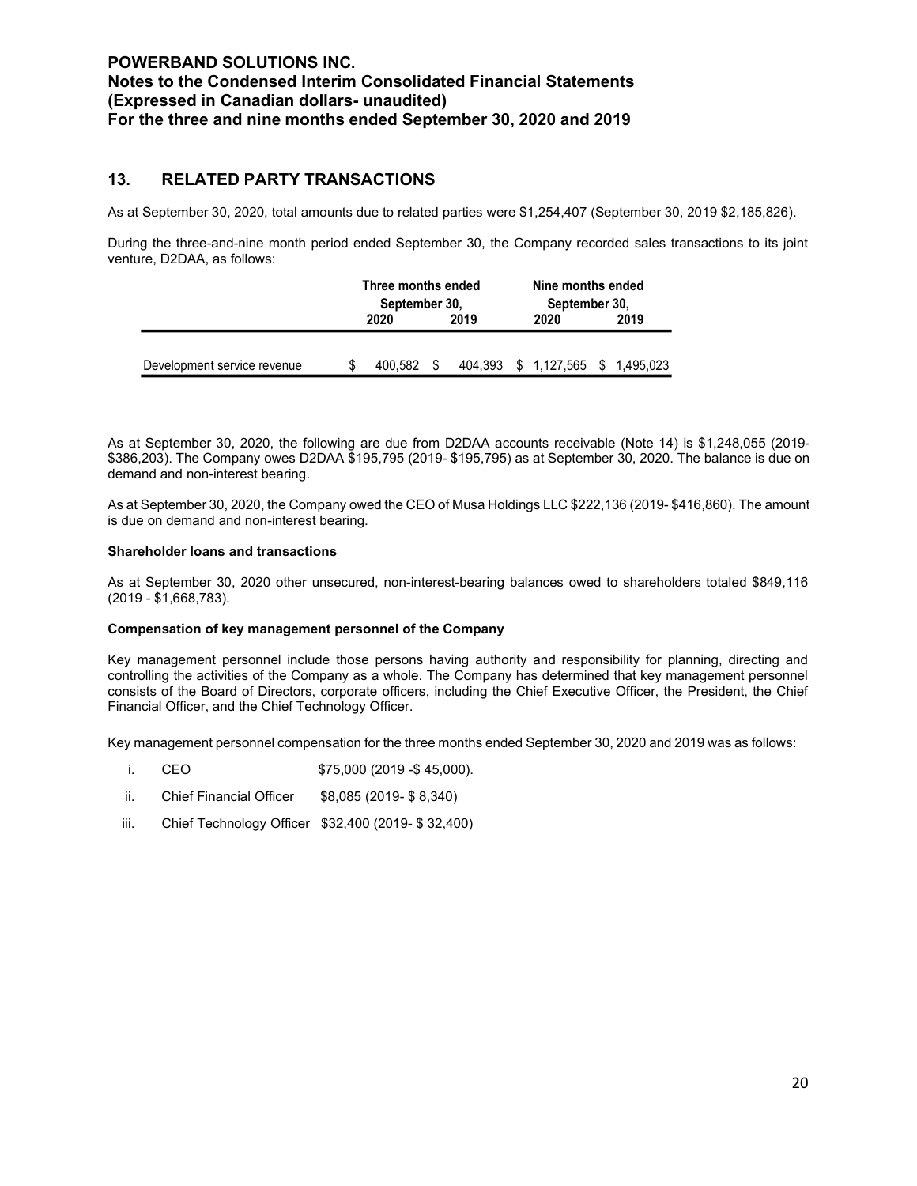## 13. RELATED PARTY TRANSACTIONS

As at September 30, 2020, total amounts due to related parties were $1,254,407 (September 30, 2019 $2,185,826).

During the three-and-nine month period ended September 30, the Company recorded sales transactions to its joint venture, D2DAA, as follows:

| | Three months ended September 30, | | Nine months ended September 30, | |
|---|---|---|---|---|
| | 2020 | 2019 | 2020 | 2019 |
| Development service revenue | $ 400,582 | $ 404,393 | $ 1,127,565 | $ 1,495,023 |

As at September 30, 2020, the following are due from D2DAA accounts receivable (Note 14) is $1,248,055 (2019- $386,203). The Company owes D2DAA $195,795 (2019- $195,795) as at September 30, 2020. The balance is due on demand and non-interest bearing.

As at September 30, 2020, the Company owed the CEO of Musa Holdings LLC $222,136 (2019- $416,860). The amount is due on demand and non-interest bearing.

**Shareholder loans and transactions**

As at September 30, 2020 other unsecured, non-interest-bearing balances owed to shareholders totaled $849,116 (2019 - $1,668,783).

**Compensation of key management personnel of the Company**

Key management personnel include those persons having authority and responsibility for planning, directing and controlling the activities of the Company as a whole. The Company has determined that key management personnel consists of the Board of Directors, corporate officers, including the Chief Executive Officer, the President, the Chief Financial Officer, and the Chief Technology Officer.

Key management personnel compensation for the three months ended September 30, 2020 and 2019 was as follows:

i. CEO $75,000 (2019 -$ 45,000).

ii. Chief Financial Officer $8,085 (2019- $ 8,340)

iii. Chief Technology Officer $32,400 (2019- $ 32,400)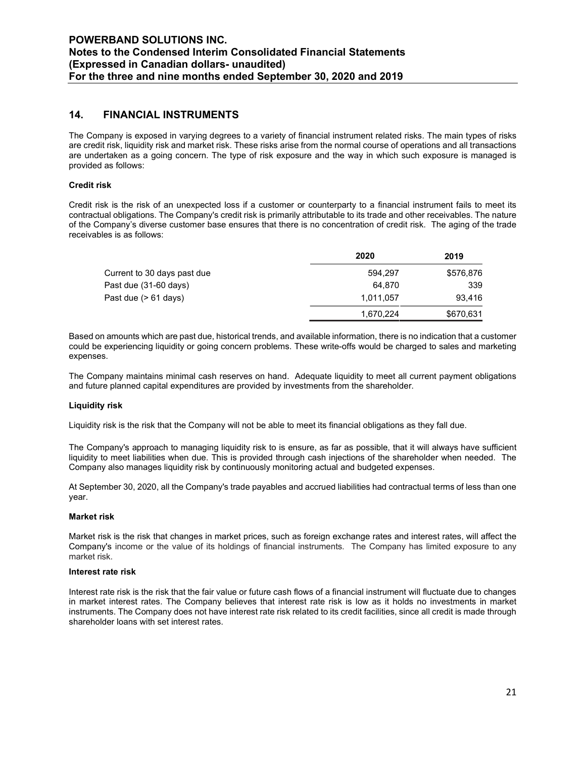## 14. FINANCIAL INSTRUMENTS

The Company is exposed in varying degrees to a variety of financial instrument related risks. The main types of risks are credit risk, liquidity risk and market risk. These risks arise from the normal course of operations and all transactions are undertaken as a going concern. The type of risk exposure and the way in which such exposure is managed is provided as follows:

**Credit risk**

Credit risk is the risk of an unexpected loss if a customer or counterparty to a financial instrument fails to meet its contractual obligations. The Company's credit risk is primarily attributable to its trade and other receivables. The nature of the Company's diverse customer base ensures that there is no concentration of credit risk. The aging of the trade receivables is as follows:

| | 2020 | 2019 |
|---|---|---|
| Current to 30 days past due | 594,297 | $576,876 |
| Past due (31-60 days) | 64,870 | 339 |
| Past due (> 61 days) | 1,011,057 | 93,416 |
| | 1,670,224 | $670,631 |

Based on amounts which are past due, historical trends, and available information, there is no indication that a customer could be experiencing liquidity or going concern problems. These write-offs would be charged to sales and marketing expenses.

The Company maintains minimal cash reserves on hand. Adequate liquidity to meet all current payment obligations and future planned capital expenditures are provided by investments from the shareholder.

**Liquidity risk**

Liquidity risk is the risk that the Company will not be able to meet its financial obligations as they fall due.

The Company's approach to managing liquidity risk to is ensure, as far as possible, that it will always have sufficient liquidity to meet liabilities when due. This is provided through cash injections of the shareholder when needed. The Company also manages liquidity risk by continuously monitoring actual and budgeted expenses.

At September 30, 2020, all the Company's trade payables and accrued liabilities had contractual terms of less than one year.

**Market risk**

Market risk is the risk that changes in market prices, such as foreign exchange rates and interest rates, will affect the Company's income or the value of its holdings of financial instruments. The Company has limited exposure to any market risk.

**Interest rate risk**

Interest rate risk is the risk that the fair value or future cash flows of a financial instrument will fluctuate due to changes in market interest rates. The Company believes that interest rate risk is low as it holds no investments in market instruments. The Company does not have interest rate risk related to its credit facilities, since all credit is made through shareholder loans with set interest rates.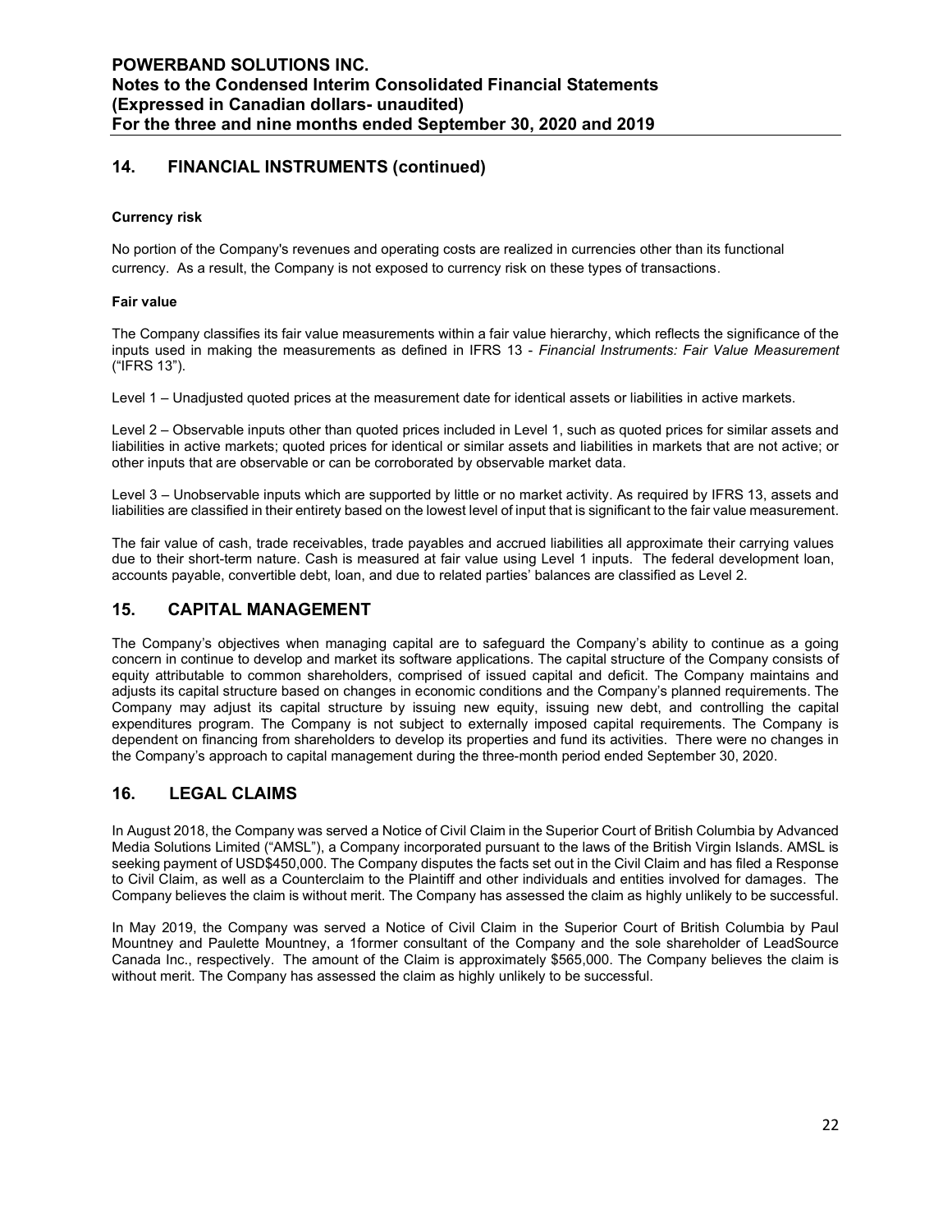## 14. FINANCIAL INSTRUMENTS (continued)

**Currency risk**

No portion of the Company's revenues and operating costs are realized in currencies other than its functional currency. As a result, the Company is not exposed to currency risk on these types of transactions.

**Fair value**

The Company classifies its fair value measurements within a fair value hierarchy, which reflects the significance of the inputs used in making the measurements as defined in IFRS 13 - *Financial Instruments: Fair Value Measurement* ("IFRS 13").

Level 1 – Unadjusted quoted prices at the measurement date for identical assets or liabilities in active markets.

Level 2 – Observable inputs other than quoted prices included in Level 1, such as quoted prices for similar assets and liabilities in active markets; quoted prices for identical or similar assets and liabilities in markets that are not active; or other inputs that are observable or can be corroborated by observable market data.

Level 3 – Unobservable inputs which are supported by little or no market activity. As required by IFRS 13, assets and liabilities are classified in their entirety based on the lowest level of input that is significant to the fair value measurement.

The fair value of cash, trade receivables, trade payables and accrued liabilities all approximate their carrying values due to their short-term nature. Cash is measured at fair value using Level 1 inputs. The federal development loan, accounts payable, convertible debt, loan, and due to related parties' balances are classified as Level 2.

## 15. CAPITAL MANAGEMENT

The Company's objectives when managing capital are to safeguard the Company's ability to continue as a going concern in continue to develop and market its software applications. The capital structure of the Company consists of equity attributable to common shareholders, comprised of issued capital and deficit. The Company maintains and adjusts its capital structure based on changes in economic conditions and the Company's planned requirements. The Company may adjust its capital structure by issuing new equity, issuing new debt, and controlling the capital expenditures program. The Company is not subject to externally imposed capital requirements. The Company is dependent on financing from shareholders to develop its properties and fund its activities. There were no changes in the Company's approach to capital management during the three-month period ended September 30, 2020.

## 16. LEGAL CLAIMS

In August 2018, the Company was served a Notice of Civil Claim in the Superior Court of British Columbia by Advanced Media Solutions Limited ("AMSL"), a Company incorporated pursuant to the laws of the British Virgin Islands. AMSL is seeking payment of USD$450,000. The Company disputes the facts set out in the Civil Claim and has filed a Response to Civil Claim, as well as a Counterclaim to the Plaintiff and other individuals and entities involved for damages. The Company believes the claim is without merit. The Company has assessed the claim as highly unlikely to be successful.

In May 2019, the Company was served a Notice of Civil Claim in the Superior Court of British Columbia by Paul Mountney and Paulette Mountney, a 1former consultant of the Company and the sole shareholder of LeadSource Canada Inc., respectively. The amount of the Claim is approximately $565,000. The Company believes the claim is without merit. The Company has assessed the claim as highly unlikely to be successful.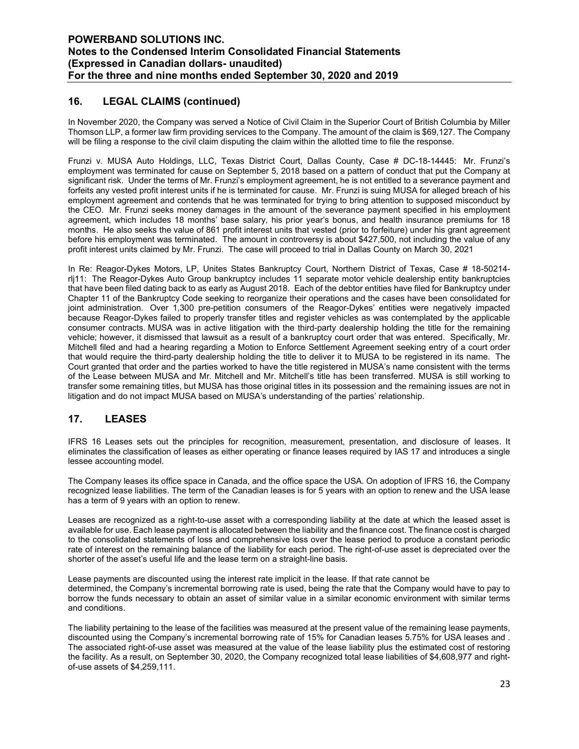## 16. LEGAL CLAIMS (continued)

In November 2020, the Company was served a Notice of Civil Claim in the Superior Court of British Columbia by Miller Thomson LLP, a former law firm providing services to the Company. The amount of the claim is $69,127. The Company will be filing a response to the civil claim disputing the claim within the allotted time to file the response.

Frunzi v. MUSA Auto Holdings, LLC, Texas District Court, Dallas County, Case # DC-18-14445: Mr. Frunzi's employment was terminated for cause on September 5, 2018 based on a pattern of conduct that put the Company at significant risk. Under the terms of Mr. Frunzi's employment agreement, he is not entitled to a severance payment and forfeits any vested profit interest units if he is terminated for cause. Mr. Frunzi is suing MUSA for alleged breach of his employment agreement and contends that he was terminated for trying to bring attention to supposed misconduct by the CEO. Mr. Frunzi seeks money damages in the amount of the severance payment specified in his employment agreement, which includes 18 months' base salary, his prior year's bonus, and health insurance premiums for 18 months. He also seeks the value of 861 profit interest units that vested (prior to forfeiture) under his grant agreement before his employment was terminated. The amount in controversy is about $427,500, not including the value of any profit interest units claimed by Mr. Frunzi. The case will proceed to trial in Dallas County on March 30, 2021

In Re: Reagor-Dykes Motors, LP, Unites States Bankruptcy Court, Northern District of Texas, Case # 18-50214-rlj11: The Reagor-Dykes Auto Group bankruptcy includes 11 separate motor vehicle dealership entity bankruptcies that have been filed dating back to as early as August 2018. Each of the debtor entities have filed for Bankruptcy under Chapter 11 of the Bankruptcy Code seeking to reorganize their operations and the cases have been consolidated for joint administration. Over 1,300 pre-petition consumers of the Reagor-Dykes' entities were negatively impacted because Reagor-Dykes failed to properly transfer titles and register vehicles as was contemplated by the applicable consumer contracts. MUSA was in active litigation with the third-party dealership holding the title for the remaining vehicle; however, it dismissed that lawsuit as a result of a bankruptcy court order that was entered. Specifically, Mr. Mitchell filed and had a hearing regarding a Motion to Enforce Settlement Agreement seeking entry of a court order that would require the third-party dealership holding the title to deliver it to MUSA to be registered in its name. The Court granted that order and the parties worked to have the title registered in MUSA's name consistent with the terms of the Lease between MUSA and Mr. Mitchell and Mr. Mitchell's title has been transferred. MUSA is still working to transfer some remaining titles, but MUSA has those original titles in its possession and the remaining issues are not in litigation and do not impact MUSA based on MUSA's understanding of the parties' relationship.

## 17. LEASES

IFRS 16 Leases sets out the principles for recognition, measurement, presentation, and disclosure of leases. It eliminates the classification of leases as either operating or finance leases required by IAS 17 and introduces a single lessee accounting model.

The Company leases its office space in Canada, and the office space the USA. On adoption of IFRS 16, the Company recognized lease liabilities. The term of the Canadian leases is for 5 years with an option to renew and the USA lease has a term of 9 years with an option to renew.

Leases are recognized as a right-to-use asset with a corresponding liability at the date at which the leased asset is available for use. Each lease payment is allocated between the liability and the finance cost. The finance cost is charged to the consolidated statements of loss and comprehensive loss over the lease period to produce a constant periodic rate of interest on the remaining balance of the liability for each period. The right-of-use asset is depreciated over the shorter of the asset's useful life and the lease term on a straight-line basis.

Lease payments are discounted using the interest rate implicit in the lease. If that rate cannot be determined, the Company's incremental borrowing rate is used, being the rate that the Company would have to pay to borrow the funds necessary to obtain an asset of similar value in a similar economic environment with similar terms and conditions.

The liability pertaining to the lease of the facilities was measured at the present value of the remaining lease payments, discounted using the Company's incremental borrowing rate of 15% for Canadian leases 5.75% for USA leases and . The associated right-of-use asset was measured at the value of the lease liability plus the estimated cost of restoring the facility. As a result, on September 30, 2020, the Company recognized total lease liabilities of $4,608,977 and right-of-use assets of $4,259,111.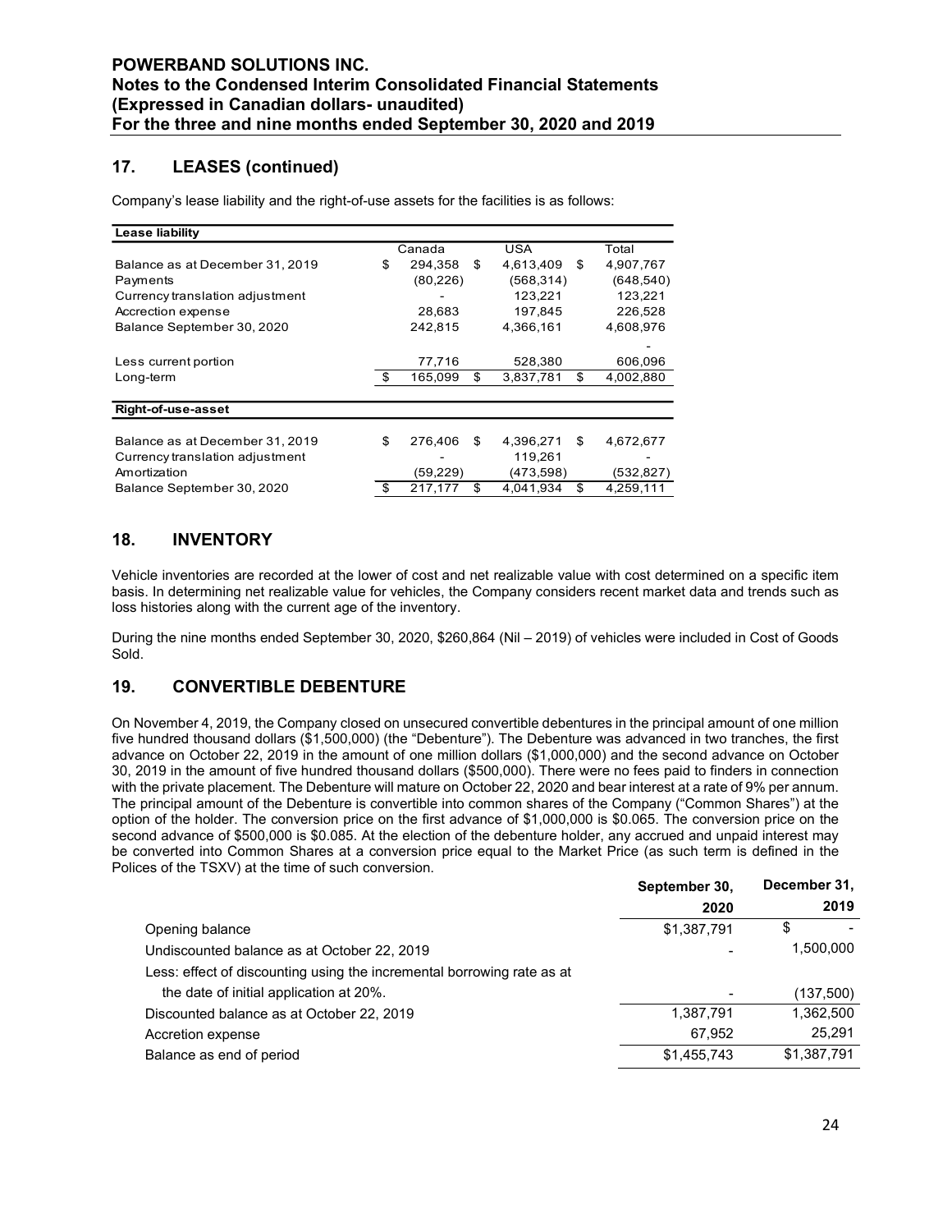## 17. LEASES (continued)

Company's lease liability and the right-of-use assets for the facilities is as follows:

| Lease liability | Canada | USA | Total |
|---|---|---|---|
| Balance as at December 31, 2019 | $ 294,358 | $ 4,613,409 | $ 4,907,767 |
| Payments | (80,226) | (568,314) | (648,540) |
| Currency translation adjustment | - | 123,221 | 123,221 |
| Accrection expense | 28,683 | 197,845 | 226,528 |
| Balance September 30, 2020 | 242,815 | 4,366,161 | 4,608,976 |
| | | | - |
| Less current portion | 77,716 | 528,380 | 606,096 |
| Long-term | $ 165,099 | $ 3,837,781 | $ 4,002,880 |

| Right-of-use-asset | | | |
|---|---|---|---|
| Balance as at December 31, 2019 | $ 276,406 | $ 4,396,271 | $ 4,672,677 |
| Currency translation adjustment | - | 119,261 | - |
| Amortization | (59,229) | (473,598) | (532,827) |
| Balance September 30, 2020 | $ 217,177 | $ 4,041,934 | $ 4,259,111 |

## 18. INVENTORY

Vehicle inventories are recorded at the lower of cost and net realizable value with cost determined on a specific item basis. In determining net realizable value for vehicles, the Company considers recent market data and trends such as loss histories along with the current age of the inventory.

During the nine months ended September 30, 2020, $260,864 (Nil – 2019) of vehicles were included in Cost of Goods Sold.

## 19. CONVERTIBLE DEBENTURE

On November 4, 2019, the Company closed on unsecured convertible debentures in the principal amount of one million five hundred thousand dollars ($1,500,000) (the "Debenture"). The Debenture was advanced in two tranches, the first advance on October 22, 2019 in the amount of one million dollars ($1,000,000) and the second advance on October 30, 2019 in the amount of five hundred thousand dollars ($500,000). There were no fees paid to finders in connection with the private placement. The Debenture will mature on October 22, 2020 and bear interest at a rate of 9% per annum. The principal amount of the Debenture is convertible into common shares of the Company ("Common Shares") at the option of the holder. The conversion price on the first advance of $1,000,000 is $0.065. The conversion price on the second advance of $500,000 is $0.085. At the election of the debenture holder, any accrued and unpaid interest may be converted into Common Shares at a conversion price equal to the Market Price (as such term is defined in the Polices of the TSXV) at the time of such conversion.

| | September 30, 2020 | December 31, 2019 |
|---|---|---|
| Opening balance | $1,387,791 | $ - |
| Undiscounted balance as at October 22, 2019 | - | 1,500,000 |
| Less: effect of discounting using the incremental borrowing rate as at the date of initial application at 20%. | - | (137,500) |
| Discounted balance as at October 22, 2019 | 1,387,791 | 1,362,500 |
| Accretion expense | 67,952 | 25,291 |
| Balance as end of period | $1,455,743 | $1,387,791 |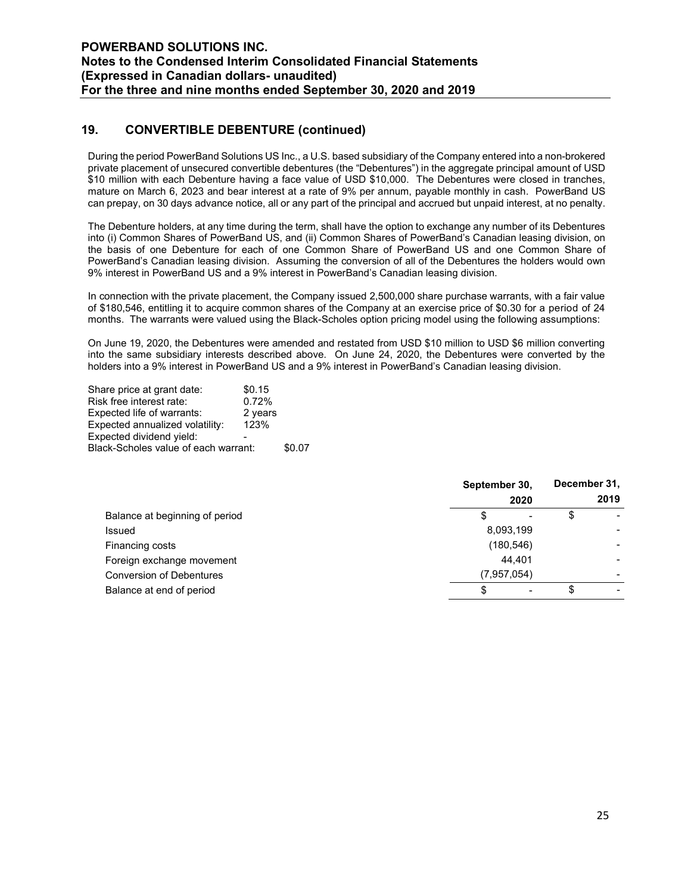## 19. CONVERTIBLE DEBENTURE (continued)

During the period PowerBand Solutions US Inc., a U.S. based subsidiary of the Company entered into a non-brokered private placement of unsecured convertible debentures (the "Debentures") in the aggregate principal amount of USD $10 million with each Debenture having a face value of USD $10,000. The Debentures were closed in tranches, mature on March 6, 2023 and bear interest at a rate of 9% per annum, payable monthly in cash. PowerBand US can prepay, on 30 days advance notice, all or any part of the principal and accrued but unpaid interest, at no penalty.

The Debenture holders, at any time during the term, shall have the option to exchange any number of its Debentures into (i) Common Shares of PowerBand US, and (ii) Common Shares of PowerBand's Canadian leasing division, on the basis of one Debenture for each of one Common Share of PowerBand US and one Common Share of PowerBand's Canadian leasing division. Assuming the conversion of all of the Debentures the holders would own 9% interest in PowerBand US and a 9% interest in PowerBand's Canadian leasing division.

In connection with the private placement, the Company issued 2,500,000 share purchase warrants, with a fair value of $180,546, entitling it to acquire common shares of the Company at an exercise price of $0.30 for a period of 24 months. The warrants were valued using the Black-Scholes option pricing model using the following assumptions:

On June 19, 2020, the Debentures were amended and restated from USD $10 million to USD $6 million converting into the same subsidiary interests described above. On June 24, 2020, the Debentures were converted by the holders into a 9% interest in PowerBand US and a 9% interest in PowerBand's Canadian leasing division.

| | | |
|---|---|---|
| Share price at grant date: | $0.15 | |
| Risk free interest rate: | 0.72% | |
| Expected life of warrants: | 2 years | |
| Expected annualized volatility: | 123% | |
| Expected dividend yield: | - | |
| Black-Scholes value of each warrant: | | $0.07 |

| | September 30, 2020 | December 31, 2019 |
|---|---|---|
| Balance at beginning of period | $ - | $ - |
| Issued | 8,093,199 | - |
| Financing costs | (180,546) | - |
| Foreign exchange movement | 44,401 | - |
| Conversion of Debentures | (7,957,054) | - |
| Balance at end of period | $ - | $ - |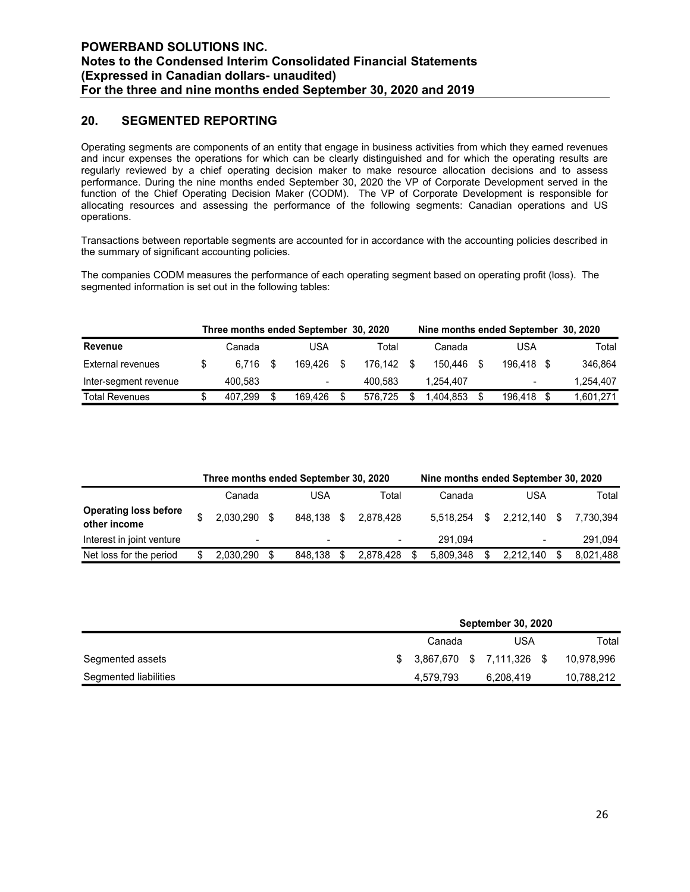## 20. SEGMENTED REPORTING

Operating segments are components of an entity that engage in business activities from which they earned revenues and incur expenses the operations for which can be clearly distinguished and for which the operating results are regularly reviewed by a chief operating decision maker to make resource allocation decisions and to assess performance. During the nine months ended September 30, 2020 the VP of Corporate Development served in the function of the Chief Operating Decision Maker (CODM). The VP of Corporate Development is responsible for allocating resources and assessing the performance of the following segments: Canadian operations and US operations.

Transactions between reportable segments are accounted for in accordance with the accounting policies described in the summary of significant accounting policies.

The companies CODM measures the performance of each operating segment based on operating profit (loss). The segmented information is set out in the following tables:

| | Three months ended September 30, 2020 | | | Nine months ended September 30, 2020 | | |
|---|---|---|---|---|---|---|
| **Revenue** | Canada | USA | Total | Canada | USA | Total |
| External revenues | $ 6,716 | $ 169,426 | $ 176,142 | $ 150,446 | $ 196,418 | $ 346,864 |
| Inter-segment revenue | 400,583 | - | 400,583 | 1,254,407 | - | 1,254,407 |
| Total Revenues | $ 407,299 | $ 169,426 | $ 576,725 | $ 1,404,853 | $ 196,418 | $ 1,601,271 |

| | Three months ended September 30, 2020 | | | Nine months ended September 30, 2020 | | |
|---|---|---|---|---|---|---|
| | Canada | USA | Total | Canada | USA | Total |
| **Operating loss before other income** | $ 2,030,290 | $ 848,138 | $ 2,878,428 | 5,518,254 | $ 2,212,140 | $ 7,730,394 |
| Interest in joint venture | - | - | - | 291,094 | - | 291,094 |
| Net loss for the period | $ 2,030,290 | $ 848,138 | $ 2,878,428 | $ 5,809,348 | $ 2,212,140 | $ 8,021,488 |

| | September 30, 2020 | | |
|---|---|---|---|
| | Canada | USA | Total |
| Segmented assets | $ 3,867,670 | $ 7,111,326 | $ 10,978,996 |
| Segmented liabilities | 4,579,793 | 6,208,419 | 10,788,212 |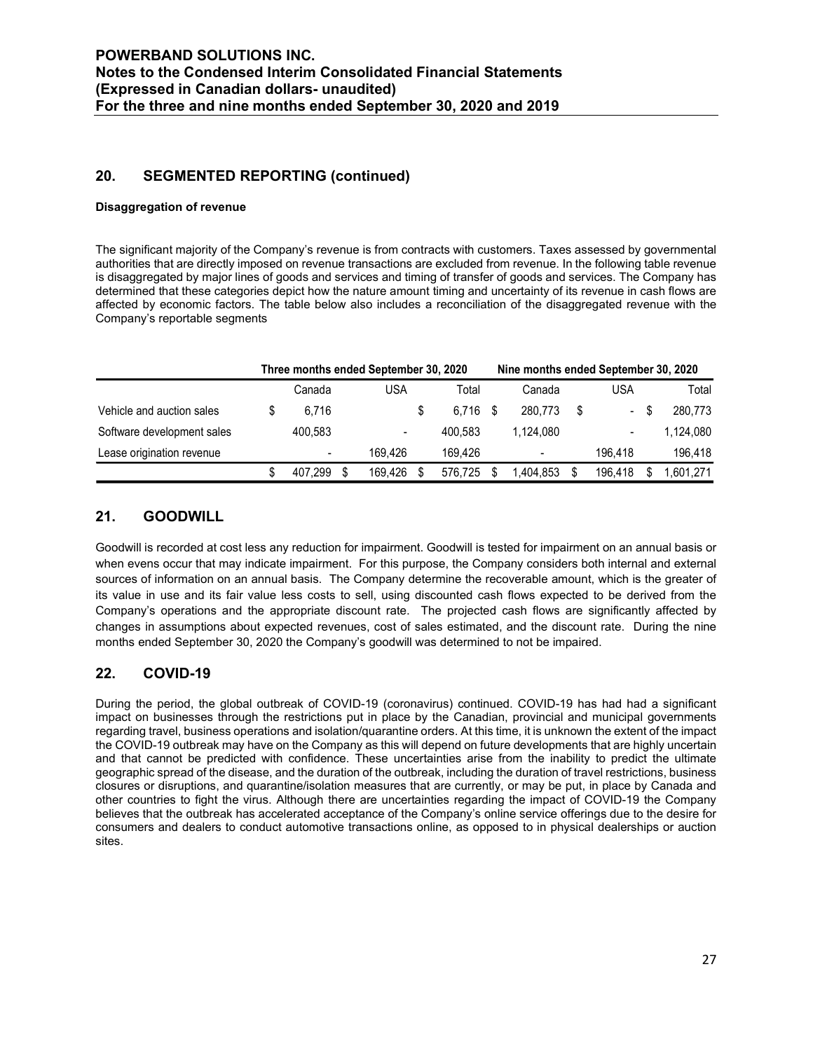## 20. SEGMENTED REPORTING (continued)

**Disaggregation of revenue**

The significant majority of the Company's revenue is from contracts with customers. Taxes assessed by governmental authorities that are directly imposed on revenue transactions are excluded from revenue. In the following table revenue is disaggregated by major lines of goods and services and timing of transfer of goods and services. The Company has determined that these categories depict how the nature amount timing and uncertainty of its revenue in cash flows are affected by economic factors. The table below also includes a reconciliation of the disaggregated revenue with the Company's reportable segments

| | Three months ended September 30, 2020 | | | Nine months ended September 30, 2020 | | |
|---|---|---|---|---|---|---|
| | Canada | USA | Total | Canada | USA | Total |
| Vehicle and auction sales | $ 6,716 | | $ 6,716 | $ 280,773 | $ - | $ 280,773 |
| Software development sales | 400,583 | - | 400,583 | 1,124,080 | - | 1,124,080 |
| Lease origination revenue | - | 169,426 | 169,426 | - | 196,418 | 196,418 |
| | $ 407,299 | $ 169,426 | $ 576,725 | $ 1,404,853 | $ 196,418 | $ 1,601,271 |

## 21. GOODWILL

Goodwill is recorded at cost less any reduction for impairment. Goodwill is tested for impairment on an annual basis or when evens occur that may indicate impairment. For this purpose, the Company considers both internal and external sources of information on an annual basis. The Company determine the recoverable amount, which is the greater of its value in use and its fair value less costs to sell, using discounted cash flows expected to be derived from the Company's operations and the appropriate discount rate. The projected cash flows are significantly affected by changes in assumptions about expected revenues, cost of sales estimated, and the discount rate. During the nine months ended September 30, 2020 the Company's goodwill was determined to not be impaired.

## 22. COVID-19

During the period, the global outbreak of COVID-19 (coronavirus) continued. COVID-19 has had had a significant impact on businesses through the restrictions put in place by the Canadian, provincial and municipal governments regarding travel, business operations and isolation/quarantine orders. At this time, it is unknown the extent of the impact the COVID-19 outbreak may have on the Company as this will depend on future developments that are highly uncertain and that cannot be predicted with confidence. These uncertainties arise from the inability to predict the ultimate geographic spread of the disease, and the duration of the outbreak, including the duration of travel restrictions, business closures or disruptions, and quarantine/isolation measures that are currently, or may be put, in place by Canada and other countries to fight the virus. Although there are uncertainties regarding the impact of COVID-19 the Company believes that the outbreak has accelerated acceptance of the Company's online service offerings due to the desire for consumers and dealers to conduct automotive transactions online, as opposed to in physical dealerships or auction sites.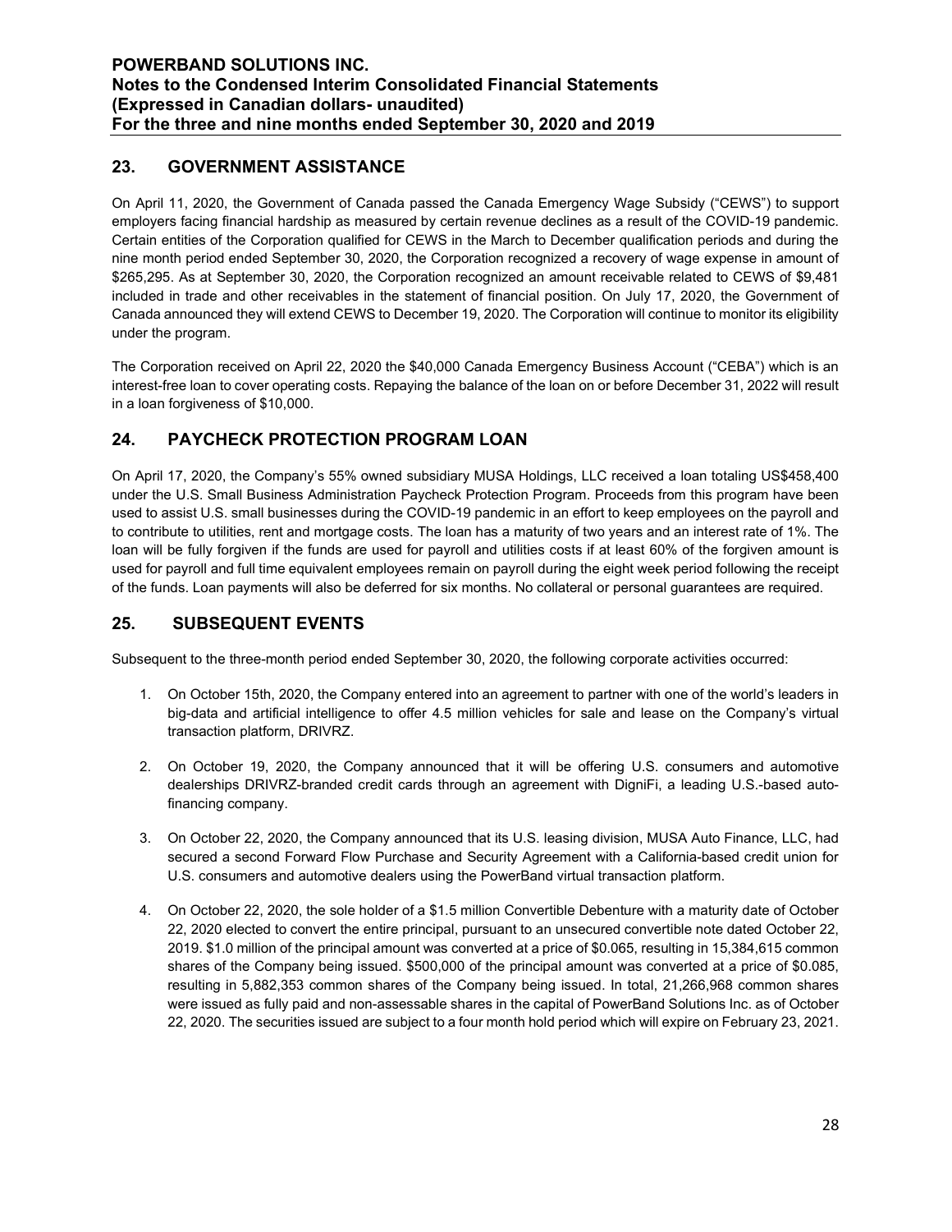## 23. GOVERNMENT ASSISTANCE

On April 11, 2020, the Government of Canada passed the Canada Emergency Wage Subsidy ("CEWS") to support employers facing financial hardship as measured by certain revenue declines as a result of the COVID-19 pandemic. Certain entities of the Corporation qualified for CEWS in the March to December qualification periods and during the nine month period ended September 30, 2020, the Corporation recognized a recovery of wage expense in amount of $265,295. As at September 30, 2020, the Corporation recognized an amount receivable related to CEWS of $9,481 included in trade and other receivables in the statement of financial position. On July 17, 2020, the Government of Canada announced they will extend CEWS to December 19, 2020. The Corporation will continue to monitor its eligibility under the program.

The Corporation received on April 22, 2020 the $40,000 Canada Emergency Business Account ("CEBA") which is an interest-free loan to cover operating costs. Repaying the balance of the loan on or before December 31, 2022 will result in a loan forgiveness of $10,000.

## 24. PAYCHECK PROTECTION PROGRAM LOAN

On April 17, 2020, the Company's 55% owned subsidiary MUSA Holdings, LLC received a loan totaling US$458,400 under the U.S. Small Business Administration Paycheck Protection Program. Proceeds from this program have been used to assist U.S. small businesses during the COVID-19 pandemic in an effort to keep employees on the payroll and to contribute to utilities, rent and mortgage costs. The loan has a maturity of two years and an interest rate of 1%. The loan will be fully forgiven if the funds are used for payroll and utilities costs if at least 60% of the forgiven amount is used for payroll and full time equivalent employees remain on payroll during the eight week period following the receipt of the funds. Loan payments will also be deferred for six months. No collateral or personal guarantees are required.

## 25. SUBSEQUENT EVENTS

Subsequent to the three-month period ended September 30, 2020, the following corporate activities occurred:

1. On October 15th, 2020, the Company entered into an agreement to partner with one of the world's leaders in big-data and artificial intelligence to offer 4.5 million vehicles for sale and lease on the Company's virtual transaction platform, DRIVRZ.

2. On October 19, 2020, the Company announced that it will be offering U.S. consumers and automotive dealerships DRIVRZ-branded credit cards through an agreement with DigniFi, a leading U.S.-based auto-financing company.

3. On October 22, 2020, the Company announced that its U.S. leasing division, MUSA Auto Finance, LLC, had secured a second Forward Flow Purchase and Security Agreement with a California-based credit union for U.S. consumers and automotive dealers using the PowerBand virtual transaction platform.

4. On October 22, 2020, the sole holder of a $1.5 million Convertible Debenture with a maturity date of October 22, 2020 elected to convert the entire principal, pursuant to an unsecured convertible note dated October 22, 2019. $1.0 million of the principal amount was converted at a price of $0.065, resulting in 15,384,615 common shares of the Company being issued. $500,000 of the principal amount was converted at a price of $0.085, resulting in 5,882,353 common shares of the Company being issued. In total, 21,266,968 common shares were issued as fully paid and non-assessable shares in the capital of PowerBand Solutions Inc. as of October 22, 2020. The securities issued are subject to a four month hold period which will expire on February 23, 2021.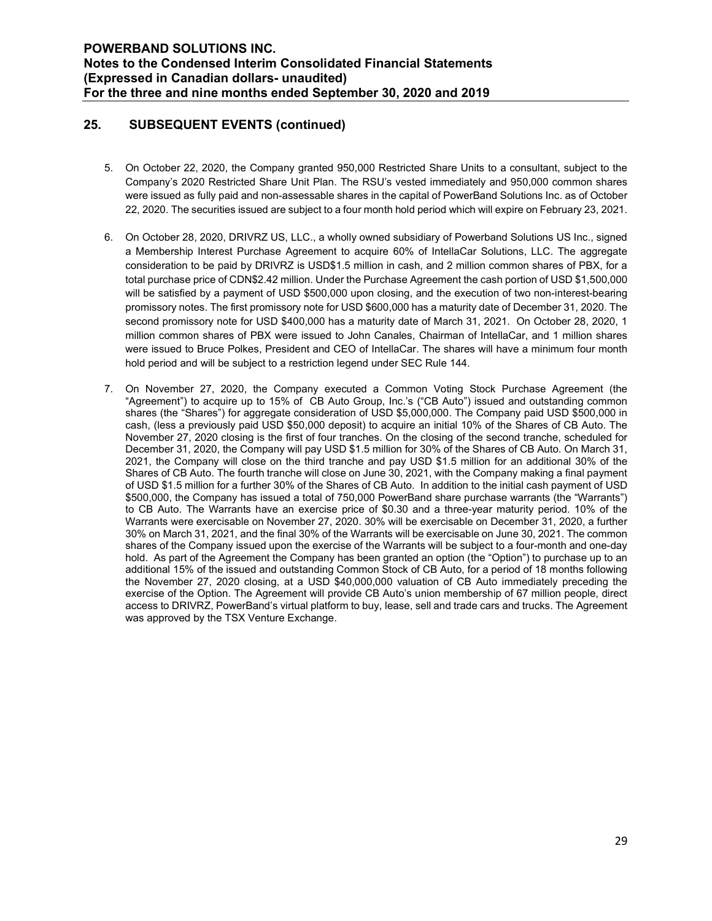## 25. SUBSEQUENT EVENTS (continued)

5. On October 22, 2020, the Company granted 950,000 Restricted Share Units to a consultant, subject to the Company's 2020 Restricted Share Unit Plan. The RSU's vested immediately and 950,000 common shares were issued as fully paid and non-assessable shares in the capital of PowerBand Solutions Inc. as of October 22, 2020. The securities issued are subject to a four month hold period which will expire on February 23, 2021.

6. On October 28, 2020, DRIVRZ US, LLC., a wholly owned subsidiary of Powerband Solutions US Inc., signed a Membership Interest Purchase Agreement to acquire 60% of IntellaCar Solutions, LLC. The aggregate consideration to be paid by DRIVRZ is USD$1.5 million in cash, and 2 million common shares of PBX, for a total purchase price of CDN$2.42 million. Under the Purchase Agreement the cash portion of USD $1,500,000 will be satisfied by a payment of USD $500,000 upon closing, and the execution of two non-interest-bearing promissory notes. The first promissory note for USD $600,000 has a maturity date of December 31, 2020. The second promissory note for USD $400,000 has a maturity date of March 31, 2021. On October 28, 2020, 1 million common shares of PBX were issued to John Canales, Chairman of IntellaCar, and 1 million shares were issued to Bruce Polkes, President and CEO of IntellaCar. The shares will have a minimum four month hold period and will be subject to a restriction legend under SEC Rule 144.

7. On November 27, 2020, the Company executed a Common Voting Stock Purchase Agreement (the "Agreement") to acquire up to 15% of CB Auto Group, Inc.'s ("CB Auto") issued and outstanding common shares (the "Shares") for aggregate consideration of USD $5,000,000. The Company paid USD $500,000 in cash, (less a previously paid USD $50,000 deposit) to acquire an initial 10% of the Shares of CB Auto. The November 27, 2020 closing is the first of four tranches. On the closing of the second tranche, scheduled for December 31, 2020, the Company will pay USD $1.5 million for 30% of the Shares of CB Auto. On March 31, 2021, the Company will close on the third tranche and pay USD $1.5 million for an additional 30% of the Shares of CB Auto. The fourth tranche will close on June 30, 2021, with the Company making a final payment of USD $1.5 million for a further 30% of the Shares of CB Auto. In addition to the initial cash payment of USD $500,000, the Company has issued a total of 750,000 PowerBand share purchase warrants (the "Warrants") to CB Auto. The Warrants have an exercise price of $0.30 and a three-year maturity period. 10% of the Warrants were exercisable on November 27, 2020. 30% will be exercisable on December 31, 2020, a further 30% on March 31, 2021, and the final 30% of the Warrants will be exercisable on June 30, 2021. The common shares of the Company issued upon the exercise of the Warrants will be subject to a four-month and one-day hold. As part of the Agreement the Company has been granted an option (the "Option") to purchase up to an additional 15% of the issued and outstanding Common Stock of CB Auto, for a period of 18 months following the November 27, 2020 closing, at a USD $40,000,000 valuation of CB Auto immediately preceding the exercise of the Option. The Agreement will provide CB Auto's union membership of 67 million people, direct access to DRIVRZ, PowerBand's virtual platform to buy, lease, sell and trade cars and trucks. The Agreement was approved by the TSX Venture Exchange.